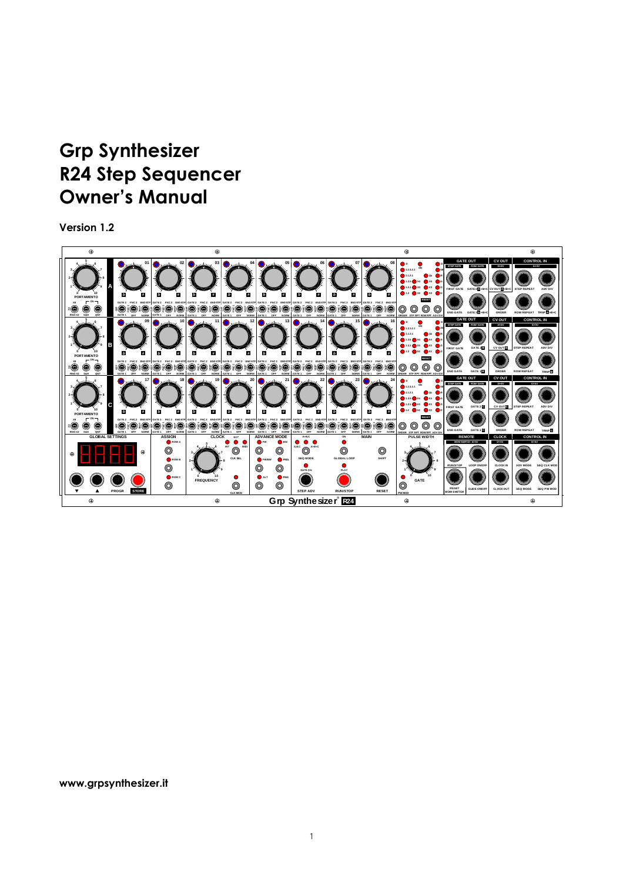# Grp Synthesizer
# R24 Step Sequencer
# Owner's Manual

**Version 1.2**

**www.grpsynthesizer.it**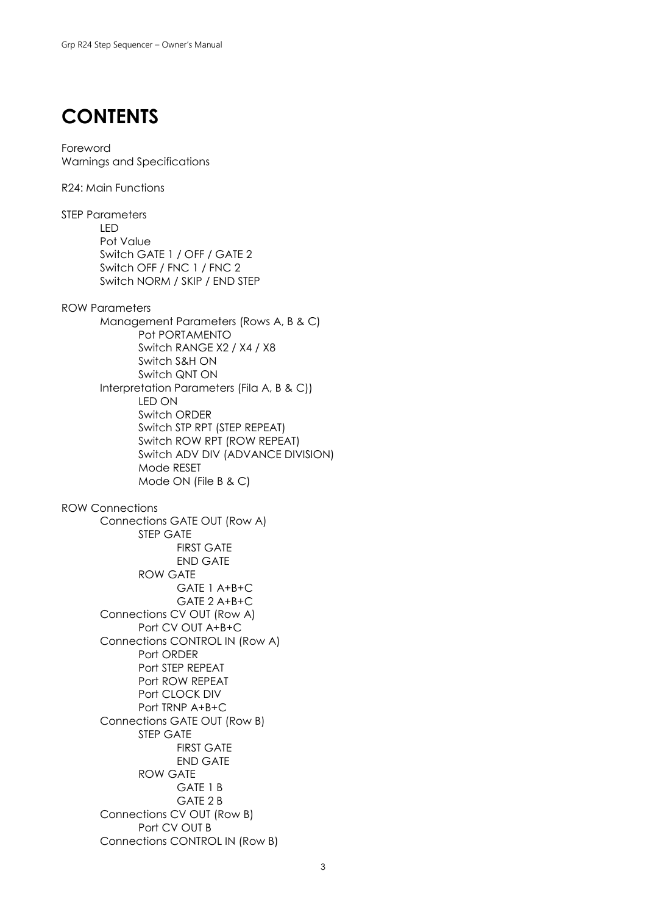# CONTENTS

Foreword
Warnings and Specifications

R24: Main Functions

STEP Parameters
- LED
- Pot Value
- Switch GATE 1 / OFF / GATE 2
- Switch OFF / FNC 1 / FNC 2
- Switch NORM / SKIP / END STEP

ROW Parameters
- Management Parameters (Rows A, B & C)
  - Pot PORTAMENTO
  - Switch RANGE X2 / X4 / X8
  - Switch S&H ON
  - Switch QNT ON
- Interpretation Parameters (Fila A, B & C))
  - LED ON
  - Switch ORDER
  - Switch STP RPT (STEP REPEAT)
  - Switch ROW RPT (ROW REPEAT)
  - Switch ADV DIV (ADVANCE DIVISION)
  - Mode RESET
  - Mode ON (File B & C)

ROW Connections
- Connections GATE OUT (Row A)
  - STEP GATE
    - FIRST GATE
    - END GATE
  - ROW GATE
    - GATE 1 A+B+C
    - GATE 2 A+B+C
- Connections CV OUT (Row A)
  - Port CV OUT A+B+C
- Connections CONTROL IN (Row A)
  - Port ORDER
  - Port STEP REPEAT
  - Port ROW REPEAT
  - Port CLOCK DIV
  - Port TRNP A+B+C
- Connections GATE OUT (Row B)
  - STEP GATE
    - FIRST GATE
    - END GATE
  - ROW GATE
    - GATE 1 B
    - GATE 2 B
- Connections CV OUT (Row B)
  - Port CV OUT B
- Connections CONTROL IN (Row B)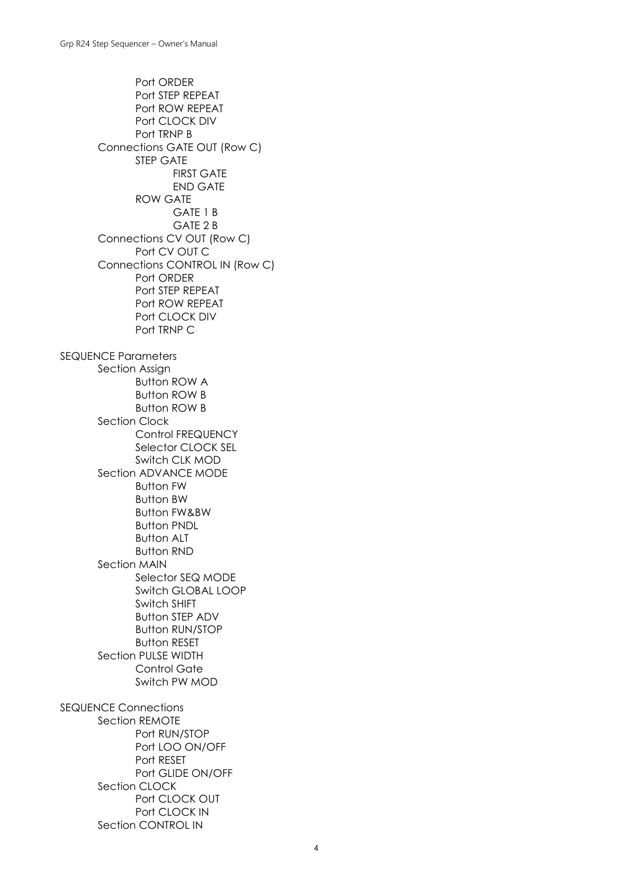- Port ORDER
- Port STEP REPEAT
- Port ROW REPEAT
- Port CLOCK DIV
- Port TRNP B

- Connections GATE OUT (Row C)
  - STEP GATE
    - FIRST GATE
    - END GATE
  - ROW GATE
    - GATE 1 B
    - GATE 2 B
- Connections CV OUT (Row C)
  - Port CV OUT C
- Connections CONTROL IN (Row C)
  - Port ORDER
  - Port STEP REPEAT
  - Port ROW REPEAT
  - Port CLOCK DIV
  - Port TRNP C

SEQUENCE Parameters

- Section Assign
  - Button ROW A
  - Button ROW B
  - Button ROW B
- Section Clock
  - Control FREQUENCY
  - Selector CLOCK SEL
  - Switch CLK MOD
- Section ADVANCE MODE
  - Button FW
  - Button BW
  - Button FW&BW
  - Button PNDL
  - Button ALT
  - Button RND
- Section MAIN
  - Selector SEQ MODE
  - Switch GLOBAL LOOP
  - Switch SHIFT
  - Button STEP ADV
  - Button RUN/STOP
  - Button RESET
- Section PULSE WIDTH
  - Control Gate
  - Switch PW MOD

SEQUENCE Connections

- Section REMOTE
  - Port RUN/STOP
  - Port LOO ON/OFF
  - Port RESET
  - Port GLIDE ON/OFF
- Section CLOCK
  - Port CLOCK OUT
  - Port CLOCK IN
- Section CONTROL IN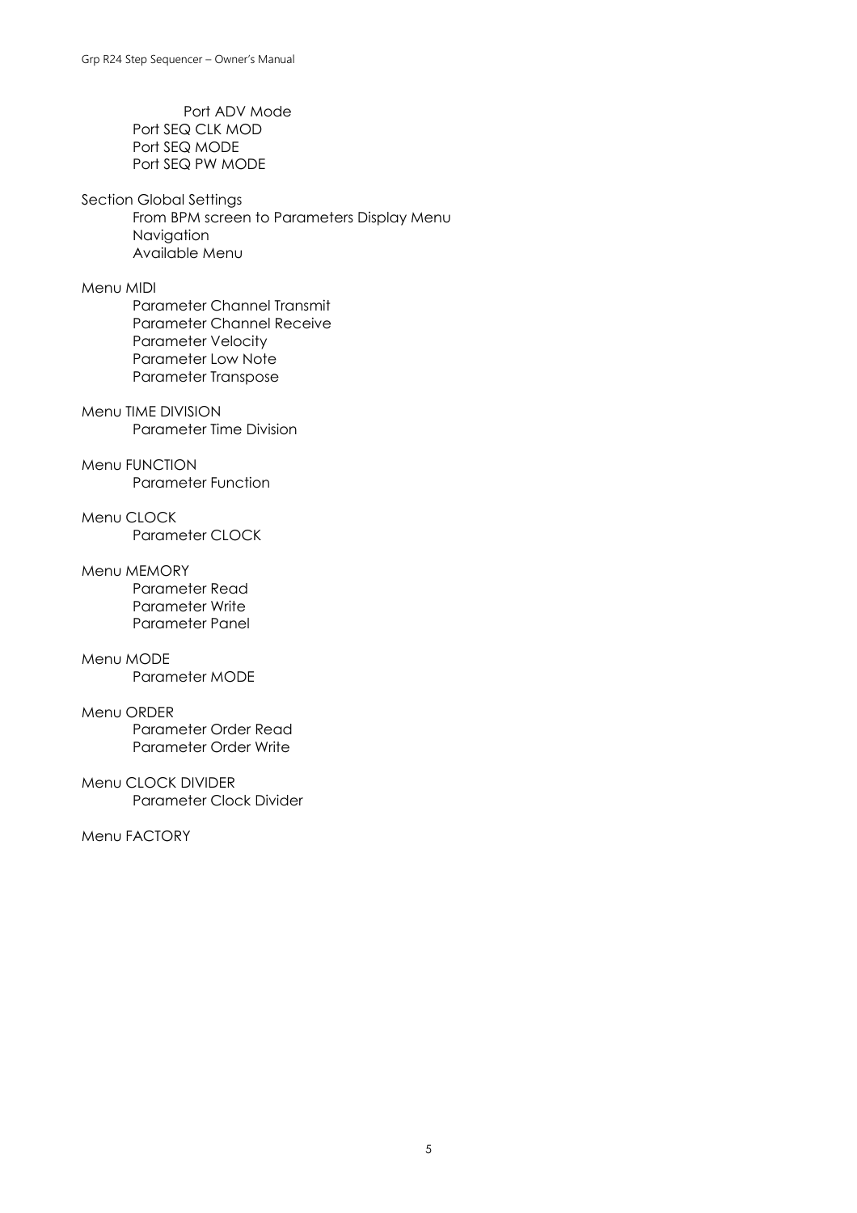Port ADV Mode
    Port SEQ CLK MOD
    Port SEQ MODE
    Port SEQ PW MODE

Section Global Settings
    From BPM screen to Parameters Display Menu
    Navigation
    Available Menu

Menu MIDI
    Parameter Channel Transmit
    Parameter Channel Receive
    Parameter Velocity
    Parameter Low Note
    Parameter Transpose

Menu TIME DIVISION
    Parameter Time Division

Menu FUNCTION
    Parameter Function

Menu CLOCK
    Parameter CLOCK

Menu MEMORY
    Parameter Read
    Parameter Write
    Parameter Panel

Menu MODE
    Parameter MODE

Menu ORDER
    Parameter Order Read
    Parameter Order Write

Menu CLOCK DIVIDER
    Parameter Clock Divider

Menu FACTORY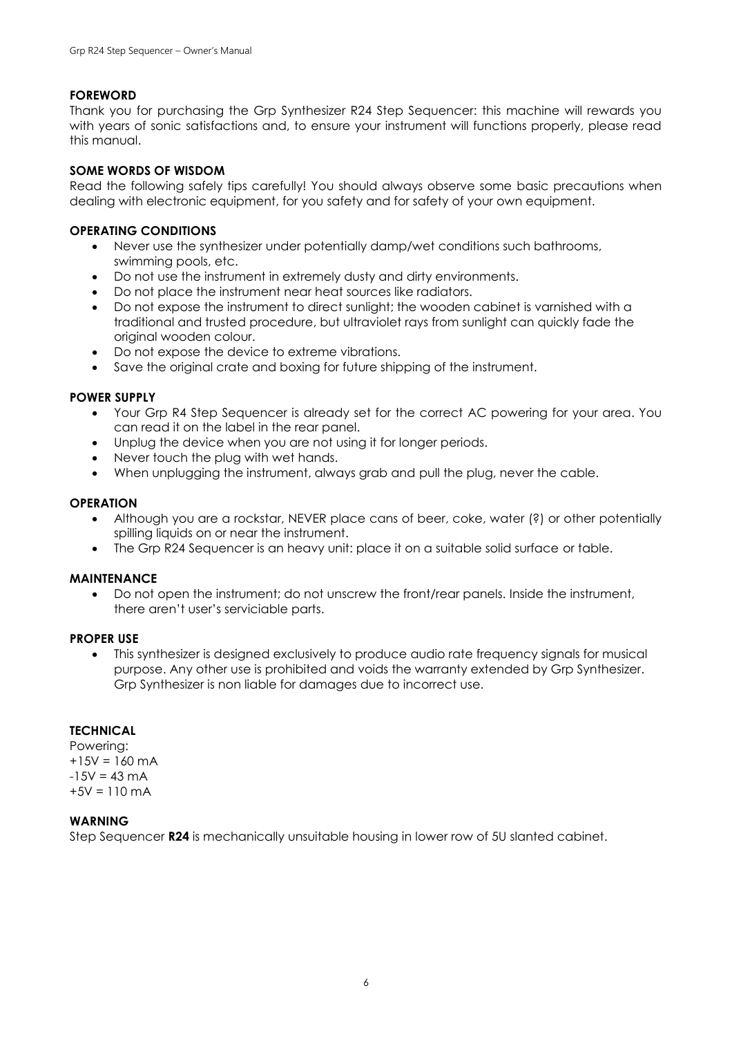## FOREWORD

Thank you for purchasing the Grp Synthesizer R24 Step Sequencer: this machine will rewards you with years of sonic satisfactions and, to ensure your instrument will functions properly, please read this manual.

## SOME WORDS OF WISDOM

Read the following safely tips carefully! You should always observe some basic precautions when dealing with electronic equipment, for you safety and for safety of your own equipment.

## OPERATING CONDITIONS

- Never use the synthesizer under potentially damp/wet conditions such bathrooms, swimming pools, etc.
- Do not use the instrument in extremely dusty and dirty environments.
- Do not place the instrument near heat sources like radiators.
- Do not expose the instrument to direct sunlight; the wooden cabinet is varnished with a traditional and trusted procedure, but ultraviolet rays from sunlight can quickly fade the original wooden colour.
- Do not expose the device to extreme vibrations.
- Save the original crate and boxing for future shipping of the instrument.

## POWER SUPPLY

- Your Grp R4 Step Sequencer is already set for the correct AC powering for your area. You can read it on the label in the rear panel.
- Unplug the device when you are not using it for longer periods.
- Never touch the plug with wet hands.
- When unplugging the instrument, always grab and pull the plug, never the cable.

## OPERATION

- Although you are a rockstar, NEVER place cans of beer, coke, water (?) or other potentially spilling liquids on or near the instrument.
- The Grp R24 Sequencer is an heavy unit: place it on a suitable solid surface or table.

## MAINTENANCE

- Do not open the instrument; do not unscrew the front/rear panels. Inside the instrument, there aren't user's serviciable parts.

## PROPER USE

- This synthesizer is designed exclusively to produce audio rate frequency signals for musical purpose. Any other use is prohibited and voids the warranty extended by Grp Synthesizer. Grp Synthesizer is non liable for damages due to incorrect use.

## TECHNICAL

Powering:
+15V = 160 mA
-15V = 43 mA
+5V = 110 mA

## WARNING

Step Sequencer **R24** is mechanically unsuitable housing in lower row of 5U slanted cabinet.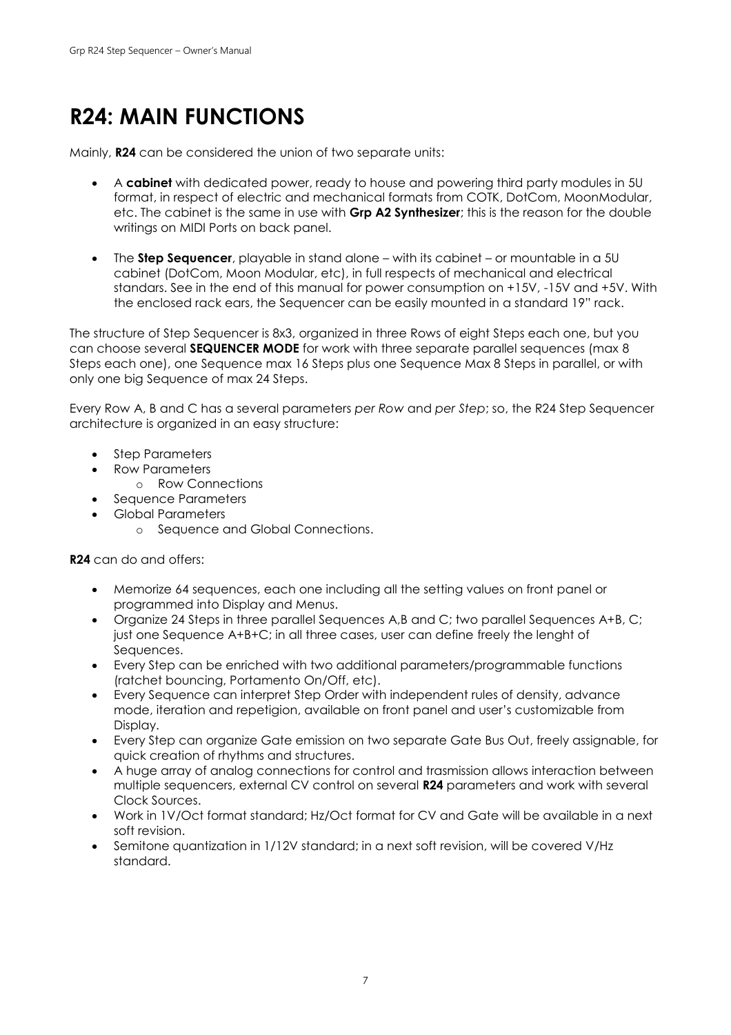# R24: MAIN FUNCTIONS

Mainly, **R24** can be considered the union of two separate units:

- A **cabinet** with dedicated power, ready to house and powering third party modules in 5U format, in respect of electric and mechanical formats from COTK, DotCom, MoonModular, etc. The cabinet is the same in use with **Grp A2 Synthesizer**; this is the reason for the double writings on MIDI Ports on back panel.
- The **Step Sequencer**, playable in stand alone – with its cabinet – or mountable in a 5U cabinet (DotCom, Moon Modular, etc), in full respects of mechanical and electrical standars. See in the end of this manual for power consumption on +15V, -15V and +5V. With the enclosed rack ears, the Sequencer can be easily mounted in a standard 19" rack.

The structure of Step Sequencer is 8x3, organized in three Rows of eight Steps each one, but you can choose several **SEQUENCER MODE** for work with three separate parallel sequences (max 8 Steps each one), one Sequence max 16 Steps plus one Sequence Max 8 Steps in parallel, or with only one big Sequence of max 24 Steps.

Every Row A, B and C has a several parameters *per Row* and *per Step*; so, the R24 Step Sequencer architecture is organized in an easy structure:

- Step Parameters
- Row Parameters
  - Row Connections
- Sequence Parameters
- Global Parameters
  - Sequence and Global Connections.

**R24** can do and offers:

- Memorize 64 sequences, each one including all the setting values on front panel or programmed into Display and Menus.
- Organize 24 Steps in three parallel Sequences A,B and C; two parallel Sequences A+B, C; just one Sequence A+B+C; in all three cases, user can define freely the lenght of Sequences.
- Every Step can be enriched with two additional parameters/programmable functions (ratchet bouncing, Portamento On/Off, etc).
- Every Sequence can interpret Step Order with independent rules of density, advance mode, iteration and repetigion, available on front panel and user's customizable from Display.
- Every Step can organize Gate emission on two separate Gate Bus Out, freely assignable, for quick creation of rhythms and structures.
- A huge array of analog connections for control and trasmission allows interaction between multiple sequencers, external CV control on several **R24** parameters and work with several Clock Sources.
- Work in 1V/Oct format standard; Hz/Oct format for CV and Gate will be available in a next soft revision.
- Semitone quantization in 1/12V standard; in a next soft revision, will be covered V/Hz standard.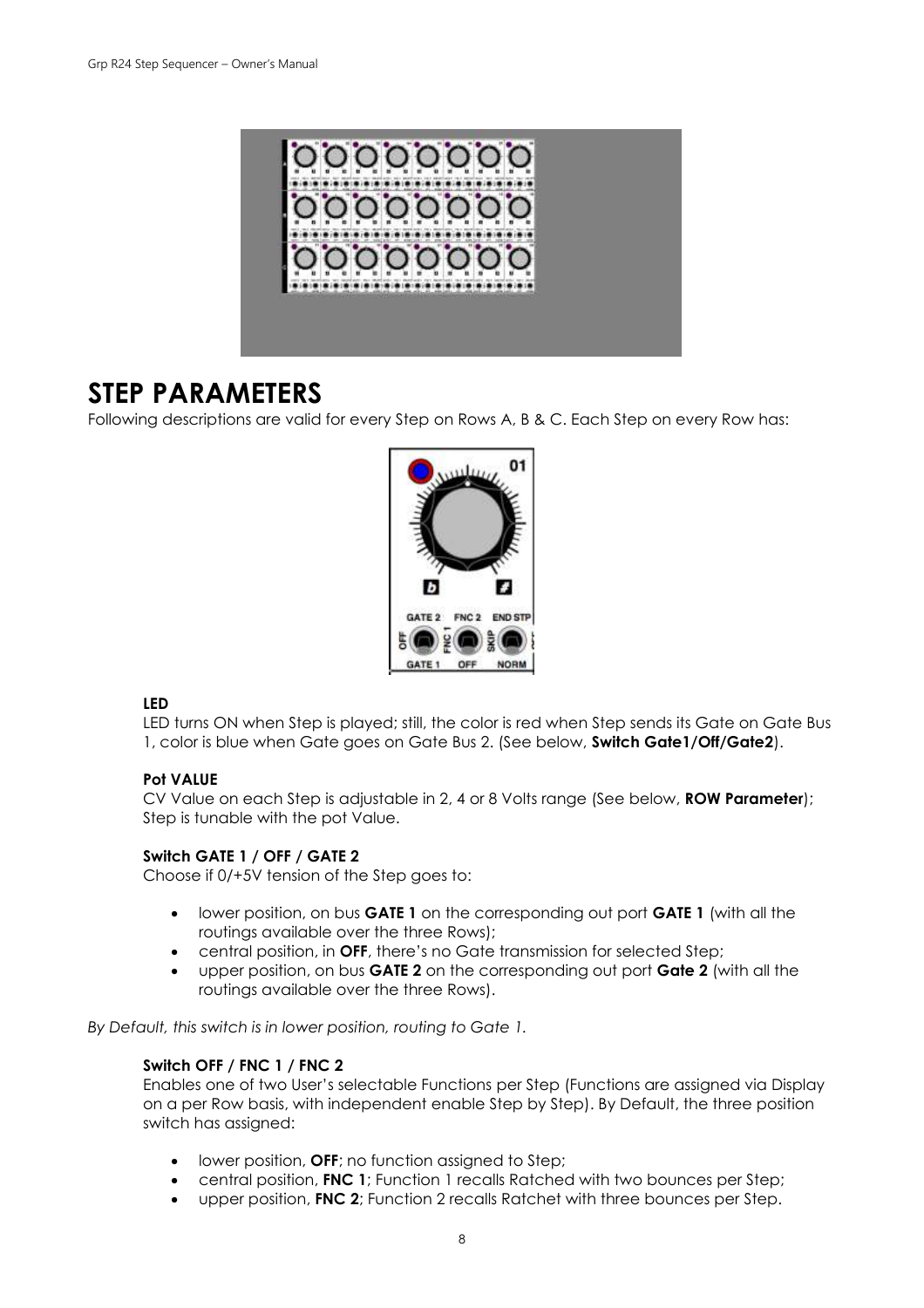# STEP PARAMETERS

Following descriptions are valid for every Step on Rows A, B & C. Each Step on every Row has:

**LED**

LED turns ON when Step is played; still, the color is red when Step sends its Gate on Gate Bus 1, color is blue when Gate goes on Gate Bus 2. (See below, **Switch Gate1/Off/Gate2**).

**Pot VALUE**

CV Value on each Step is adjustable in 2, 4 or 8 Volts range (See below, **ROW Parameter**); Step is tunable with the pot Value.

**Switch GATE 1 / OFF / GATE 2**

Choose if 0/+5V tension of the Step goes to:

- lower position, on bus **GATE 1** on the corresponding out port **GATE 1** (with all the routings available over the three Rows);
- central position, in **OFF**, there's no Gate transmission for selected Step;
- upper position, on bus **GATE 2** on the corresponding out port **Gate 2** (with all the routings available over the three Rows).

*By Default, this switch is in lower position, routing to Gate 1.*

**Switch OFF / FNC 1 / FNC 2**

Enables one of two User's selectable Functions per Step (Functions are assigned via Display on a per Row basis, with independent enable Step by Step). By Default, the three position switch has assigned:

- lower position, **OFF**; no function assigned to Step;
- central position, **FNC 1**; Function 1 recalls Ratched with two bounces per Step;
- upper position, **FNC 2**; Function 2 recalls Ratchet with three bounces per Step.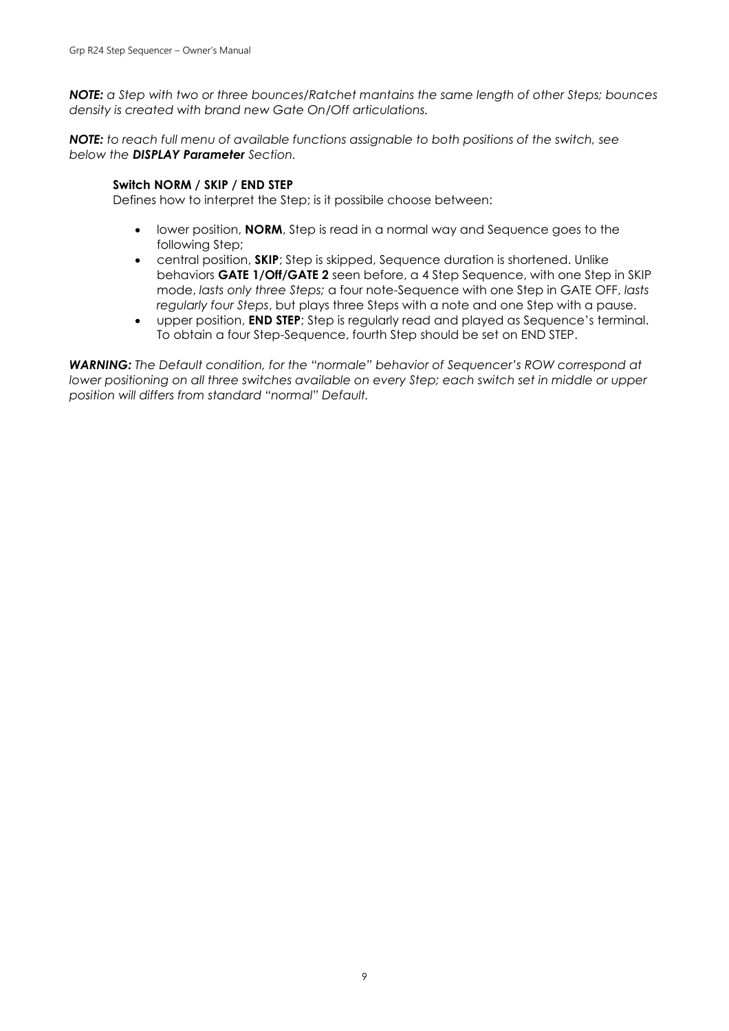***NOTE:*** *a Step with two or three bounces/Ratchet mantains the same length of other Steps; bounces density is created with brand new Gate On/Off articulations.*

***NOTE:*** *to reach full menu of available functions assignable to both positions of the switch, see below the* ***DISPLAY Parameter*** *Section.*

**Switch NORM / SKIP / END STEP**

Defines how to interpret the Step; is it possibile choose between:

- lower position, **NORM**, Step is read in a normal way and Sequence goes to the following Step;
- central position, **SKIP**; Step is skipped, Sequence duration is shortened. Unlike behaviors **GATE 1/Off/GATE 2** seen before, a 4 Step Sequence, with one Step in SKIP mode, *lasts only three Steps;* a four note-Sequence with one Step in GATE OFF, *lasts regularly four Steps*, but plays three Steps with a note and one Step with a pause.
- upper position, **END STEP**; Step is regularly read and played as Sequence's terminal. To obtain a four Step-Sequence, fourth Step should be set on END STEP.

***WARNING:*** *The Default condition, for the "normale" behavior of Sequencer's ROW correspond at lower positioning on all three switches available on every Step; each switch set in middle or upper position will differs from standard "normal" Default.*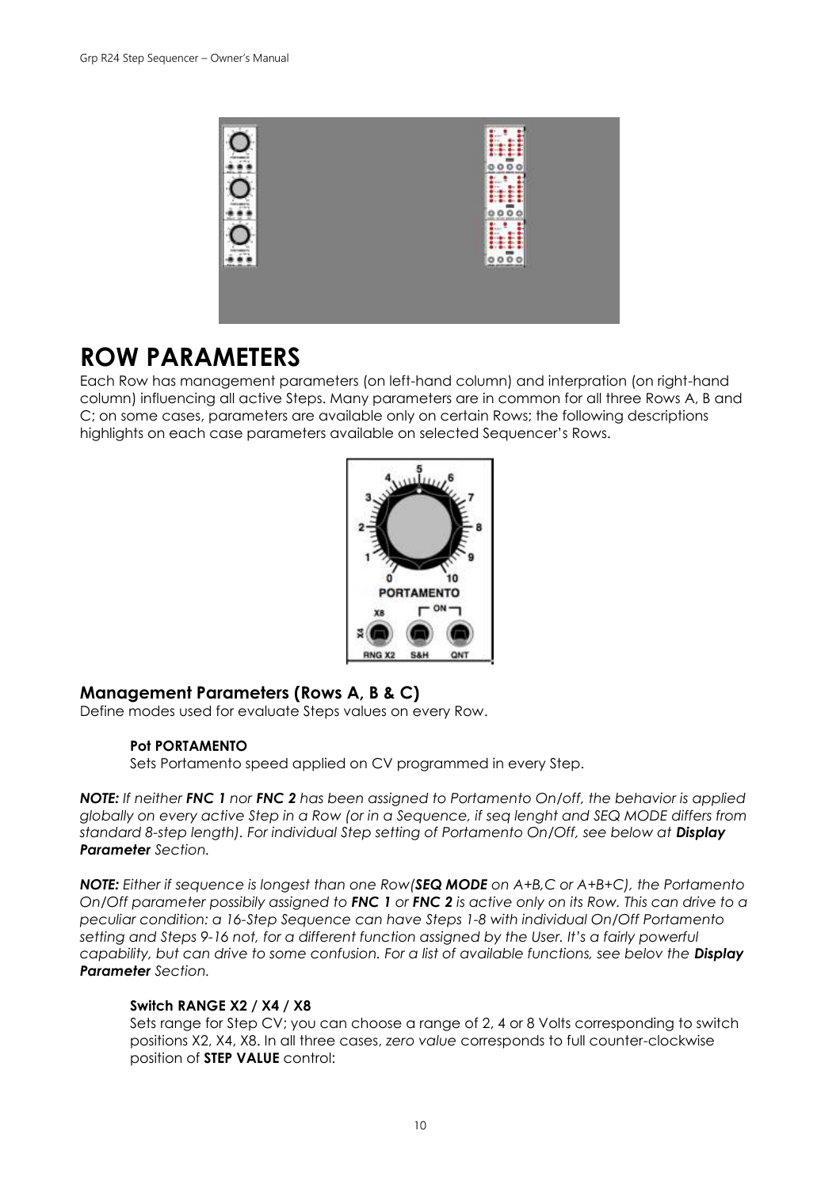# ROW PARAMETERS

Each Row has management parameters (on left-hand column) and interpration (on right-hand column) influencing all active Steps. Many parameters are in common for all three Rows A, B and C; on some cases, parameters are available only on certain Rows; the following descriptions highlights on each case parameters available on selected Sequencer's Rows.

## Management Parameters (Rows A, B & C)

Define modes used for evaluate Steps values on every Row.

**Pot PORTAMENTO**

Sets Portamento speed applied on CV programmed in every Step.

***NOTE:*** *If neither* ***FNC 1*** *nor* ***FNC 2*** *has been assigned to Portamento On/off, the behavior is applied globally on every active Step in a Row (or in a Sequence, if seq lenght and SEQ MODE differs from standard 8-step length). For individual Step setting of Portamento On/Off, see below at* ***Display Parameter*** *Section.*

***NOTE:*** *Either if sequence is longest than one Row(****SEQ MODE*** *on A+B,C or A+B+C), the Portamento On/Off parameter possibily assigned to* ***FNC 1*** *or* ***FNC 2*** *is active only on its Row. This can drive to a peculiar condition: a 16-Step Sequence can have Steps 1-8 with individual On/Off Portamento setting and Steps 9-16 not, for a different function assigned by the User. It's a fairly powerful capability, but can drive to some confusion. For a list of available functions, see belov the* ***Display Parameter*** *Section.*

**Switch RANGE X2 / X4 / X8**

Sets range for Step CV; you can choose a range of 2, 4 or 8 Volts corresponding to switch positions X2, X4, X8. In all three cases, *zero value* corresponds to full counter-clockwise position of **STEP VALUE** control: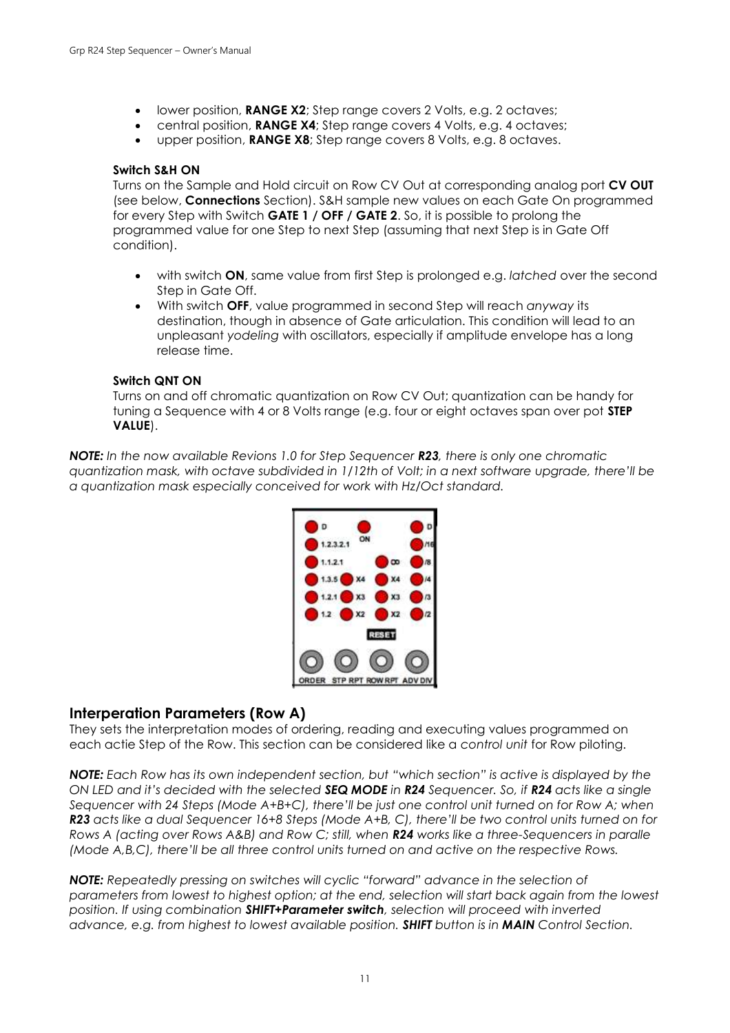- lower position, **RANGE X2**; Step range covers 2 Volts, e.g. 2 octaves;
- central position, **RANGE X4**; Step range covers 4 Volts, e.g. 4 octaves;
- upper position, **RANGE X8**; Step range covers 8 Volts, e.g. 8 octaves.

**Switch S&H ON**

Turns on the Sample and Hold circuit on Row CV Out at corresponding analog port **CV OUT** (see below, **Connections** Section). S&H sample new values on each Gate On programmed for every Step with Switch **GATE 1 / OFF / GATE 2**. So, it is possible to prolong the programmed value for one Step to next Step (assuming that next Step is in Gate Off condition).

- with switch **ON**, same value from first Step is prolonged e.g. *latched* over the second Step in Gate Off.
- With switch **OFF**, value programmed in second Step will reach *anyway* its destination, though in absence of Gate articulation. This condition will lead to an unpleasant *yodeling* with oscillators, especially if amplitude envelope has a long release time.

**Switch QNT ON**

Turns on and off chromatic quantization on Row CV Out; quantization can be handy for tuning a Sequence with 4 or 8 Volts range (e.g. four or eight octaves span over pot **STEP VALUE**).

***NOTE:*** *In the now available Revions 1.0 for Step Sequencer* ***R23****, there is only one chromatic quantization mask, with octave subdivided in 1/12th of Volt; in a next software upgrade, there'll be a quantization mask especially conceived for work with Hz/Oct standard.*

## Interperation Parameters (Row A)

They sets the interpretation modes of ordering, reading and executing values programmed on each actie Step of the Row. This section can be considered like a *control unit* for Row piloting.

***NOTE:*** *Each Row has its own independent section, but "which section" is active is displayed by the ON LED and it's decided with the selected* ***SEQ MODE*** *in* ***R24*** *Sequencer. So, if* ***R24*** *acts like a single Sequencer with 24 Steps (Mode A+B+C), there'll be just one control unit turned on for Row A; when* ***R23*** *acts like a dual Sequencer 16+8 Steps (Mode A+B, C), there'll be two control units turned on for Rows A (acting over Rows A&B) and Row C; still, when* ***R24*** *works like a three-Sequencers in paralle (Mode A,B,C), there'll be all three control units turned on and active on the respective Rows.*

***NOTE:*** *Repeatedly pressing on switches will cyclic "forward" advance in the selection of parameters from lowest to highest option; at the end, selection will start back again from the lowest position. If using combination* ***SHIFT+Parameter switch****, selection will proceed with inverted advance, e.g. from highest to lowest available position.* ***SHIFT*** *button is in* ***MAIN*** *Control Section.*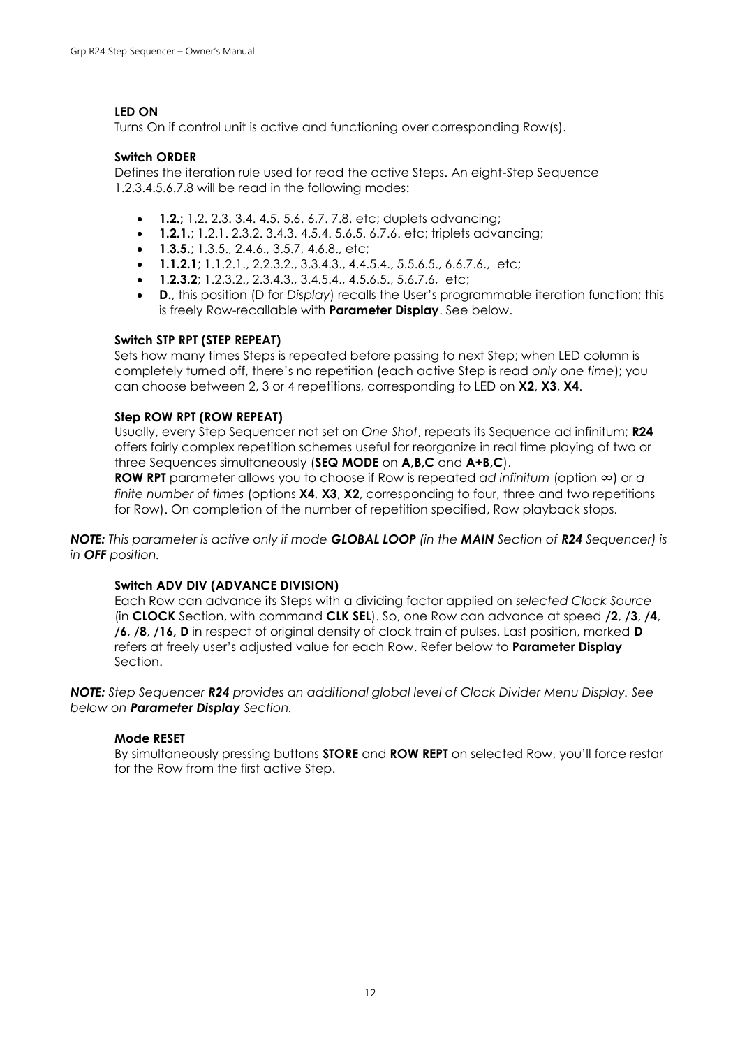**LED ON**

Turns On if control unit is active and functioning over corresponding Row(s).

**Switch ORDER**

Defines the iteration rule used for read the active Steps. An eight-Step Sequence 1.2.3.4.5.6.7.8 will be read in the following modes:

- **1.2.;** 1.2. 2.3. 3.4. 4.5. 5.6. 6.7. 7.8. etc; duplets advancing;
- **1.2.1.**; 1.2.1. 2.3.2. 3.4.3. 4.5.4. 5.6.5. 6.7.6. etc; triplets advancing;
- **1.3.5.**; 1.3.5., 2.4.6., 3.5.7, 4.6.8., etc;
- **1.1.2.1**; 1.1.2.1., 2.2.3.2., 3.3.4.3., 4.4.5.4., 5.5.6.5., 6.6.7.6., etc;
- **1.2.3.2**; 1.2.3.2., 2.3.4.3., 3.4.5.4., 4.5.6.5., 5.6.7.6, etc;
- **D.**, this position (D for *Display*) recalls the User's programmable iteration function; this is freely Row-recallable with **Parameter Display**. See below.

**Switch STP RPT (STEP REPEAT)**

Sets how many times Steps is repeated before passing to next Step; when LED column is completely turned off, there's no repetition (each active Step is read *only one time*); you can choose between 2, 3 or 4 repetitions, corresponding to LED on **X2**, **X3**, **X4**.

**Step ROW RPT (ROW REPEAT)**

Usually, every Step Sequencer not set on *One Shot*, repeats its Sequence ad infinitum; **R24** offers fairly complex repetition schemes useful for reorganize in real time playing of two or three Sequences simultaneously (**SEQ MODE** on **A,B,C** and **A+B,C**).

**ROW RPT** parameter allows you to choose if Row is repeated *ad infinitum* (option **∞**) or *a finite number of times* (options **X4**, **X3**, **X2**, corresponding to four, three and two repetitions for Row). On completion of the number of repetition specified, Row playback stops.

***NOTE:*** *This parameter is active only if mode **GLOBAL LOOP** (in the **MAIN** Section of **R24** Sequencer) is in **OFF** position.*

**Switch ADV DIV (ADVANCE DIVISION)**

Each Row can advance its Steps with a dividing factor applied on *selected Clock Source* (in **CLOCK** Section, with command **CLK SEL**). So, one Row can advance at speed **/2**, **/3**, **/4**, **/6**, **/8**, **/16, D** in respect of original density of clock train of pulses. Last position, marked **D** refers at freely user's adjusted value for each Row. Refer below to **Parameter Display** Section.

***NOTE:*** *Step Sequencer **R24** provides an additional global level of Clock Divider Menu Display. See below on **Parameter Display** Section.*

**Mode RESET**

By simultaneously pressing buttons **STORE** and **ROW REPT** on selected Row, you'll force restar for the Row from the first active Step.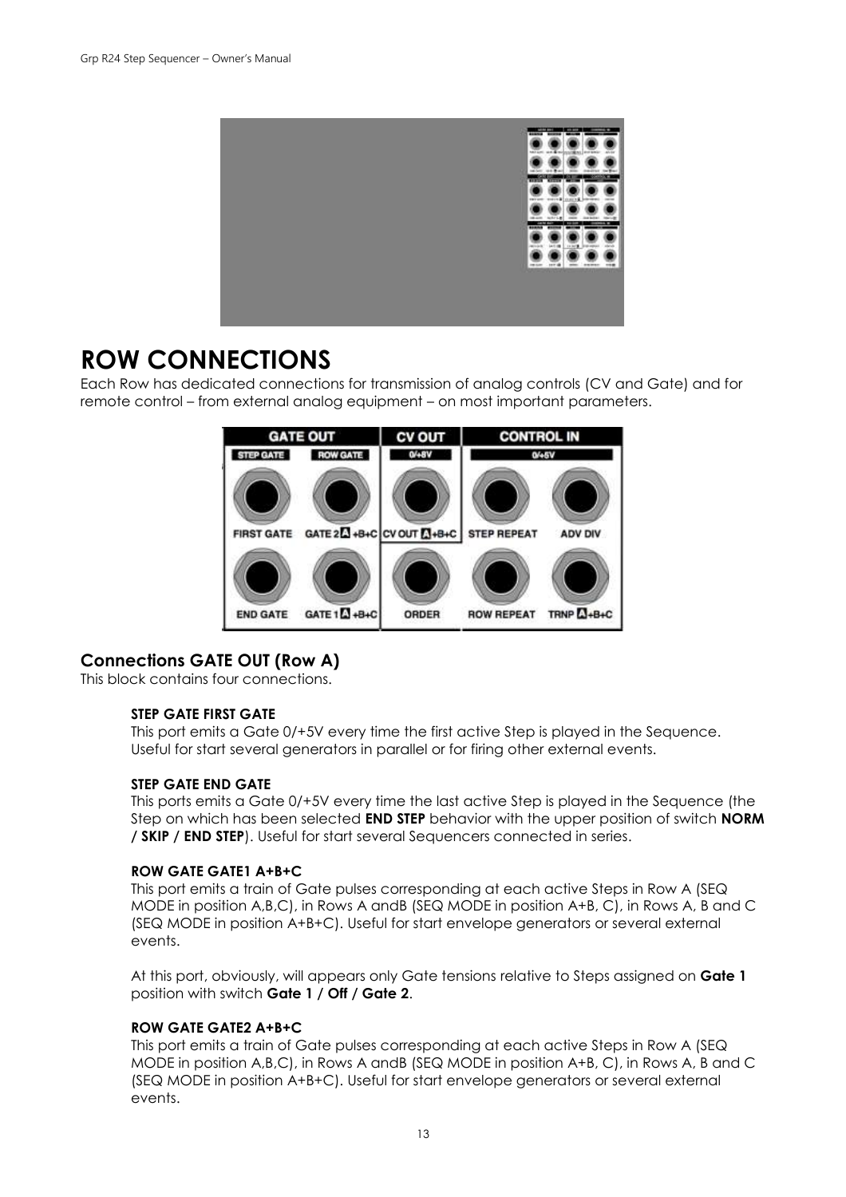# ROW CONNECTIONS

Each Row has dedicated connections for transmission of analog controls (CV and Gate) and for remote control – from external analog equipment – on most important parameters.

## Connections GATE OUT (Row A)

This block contains four connections.

**STEP GATE FIRST GATE**
This port emits a Gate 0/+5V every time the first active Step is played in the Sequence. Useful for start several generators in parallel or for firing other external events.

**STEP GATE END GATE**
This ports emits a Gate 0/+5V every time the last active Step is played in the Sequence (the Step on which has been selected **END STEP** behavior with the upper position of switch **NORM / SKIP / END STEP**). Useful for start several Sequencers connected in series.

**ROW GATE GATE1 A+B+C**
This port emits a train of Gate pulses corresponding at each active Steps in Row A (SEQ MODE in position A,B,C), in Rows A andB (SEQ MODE in position A+B, C), in Rows A, B and C (SEQ MODE in position A+B+C). Useful for start envelope generators or several external events.

At this port, obviously, will appears only Gate tensions relative to Steps assigned on **Gate 1** position with switch **Gate 1 / Off / Gate 2**.

**ROW GATE GATE2 A+B+C**
This port emits a train of Gate pulses corresponding at each active Steps in Row A (SEQ MODE in position A,B,C), in Rows A andB (SEQ MODE in position A+B, C), in Rows A, B and C (SEQ MODE in position A+B+C). Useful for start envelope generators or several external events.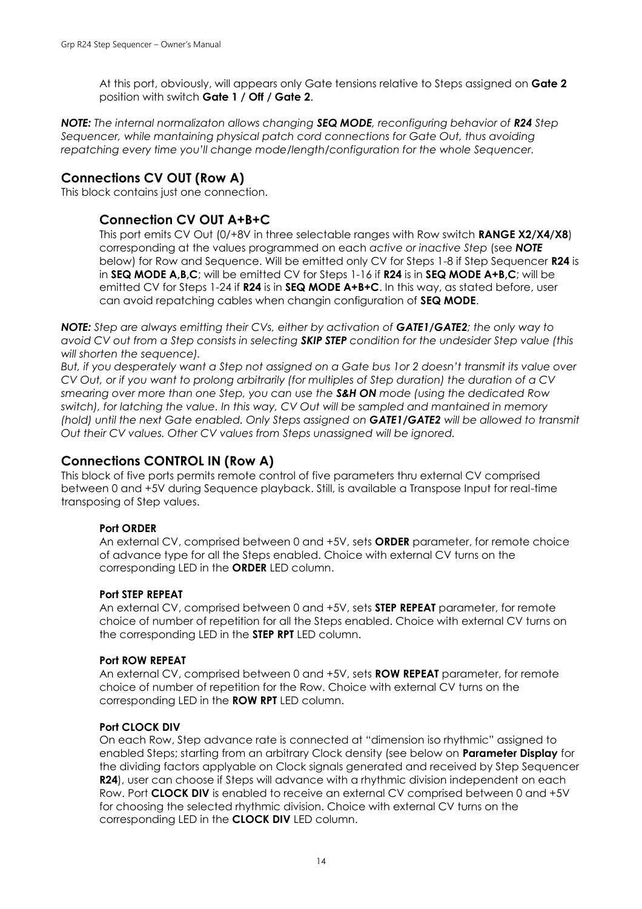At this port, obviously, will appears only Gate tensions relative to Steps assigned on **Gate 2** position with switch **Gate 1 / Off / Gate 2**.

***NOTE:*** *The internal normalizaton allows changing* ***SEQ MODE****, reconfiguring behavior of* ***R24*** *Step Sequencer, while mantaining physical patch cord connections for Gate Out, thus avoiding repatching every time you'll change mode/length/configuration for the whole Sequencer.*

## Connections CV OUT (Row A)

This block contains just one connection.

### Connection CV OUT A+B+C

This port emits CV Out (0/+8V in three selectable ranges with Row switch **RANGE X2/X4/X8**) corresponding at the values programmed on each *active or inactive Step* (see ***NOTE*** below) for Row and Sequence. Will be emitted only CV for Steps 1-8 if Step Sequencer **R24** is in **SEQ MODE A,B,C**; will be emitted CV for Steps 1-16 if **R24** is in **SEQ MODE A+B,C**; will be emitted CV for Steps 1-24 if **R24** is in **SEQ MODE A+B+C**. In this way, as stated before, user can avoid repatching cables when changin configuration of **SEQ MODE**.

***NOTE:*** *Step are always emitting their CVs, either by activation of* ***GATE1/GATE2****; the only way to avoid CV out from a Step consists in selecting* ***SKIP STEP*** *condition for the undesider Step value (this will shorten the sequence).*

*But, if you desperately want a Step not assigned on a Gate bus 1or 2 doesn't transmit its value over CV Out, or if you want to prolong arbitrarily (for multiples of Step duration) the duration of a CV smearing over more than one Step, you can use the* ***S&H ON*** *mode (using the dedicated Row switch), for latching the value. In this way, CV Out will be sampled and mantained in memory (hold) until the next Gate enabled. Only Steps assigned on* ***GATE1/GATE2*** *will be allowed to transmit Out their CV values. Other CV values from Steps unassigned will be ignored.*

## Connections CONTROL IN (Row A)

This block of five ports permits remote control of five parameters thru external CV comprised between 0 and +5V during Sequence playback. Still, is available a Transpose Input for real-time transposing of Step values.

#### Port ORDER

An external CV, comprised between 0 and +5V, sets **ORDER** parameter, for remote choice of advance type for all the Steps enabled. Choice with external CV turns on the corresponding LED in the **ORDER** LED column.

#### Port STEP REPEAT

An external CV, comprised between 0 and +5V, sets **STEP REPEAT** parameter, for remote choice of number of repetition for all the Steps enabled. Choice with external CV turns on the corresponding LED in the **STEP RPT** LED column.

#### Port ROW REPEAT

An external CV, comprised between 0 and +5V, sets **ROW REPEAT** parameter, for remote choice of number of repetition for the Row. Choice with external CV turns on the corresponding LED in the **ROW RPT** LED column.

#### Port CLOCK DIV

On each Row, Step advance rate is connected at "dimension iso rhythmic" assigned to enabled Steps; starting from an arbitrary Clock density (see below on **Parameter Display** for the dividing factors applyable on Clock signals generated and received by Step Sequencer **R24**), user can choose if Steps will advance with a rhythmic division independent on each Row. Port **CLOCK DIV** is enabled to receive an external CV comprised between 0 and +5V for choosing the selected rhythmic division. Choice with external CV turns on the corresponding LED in the **CLOCK DIV** LED column.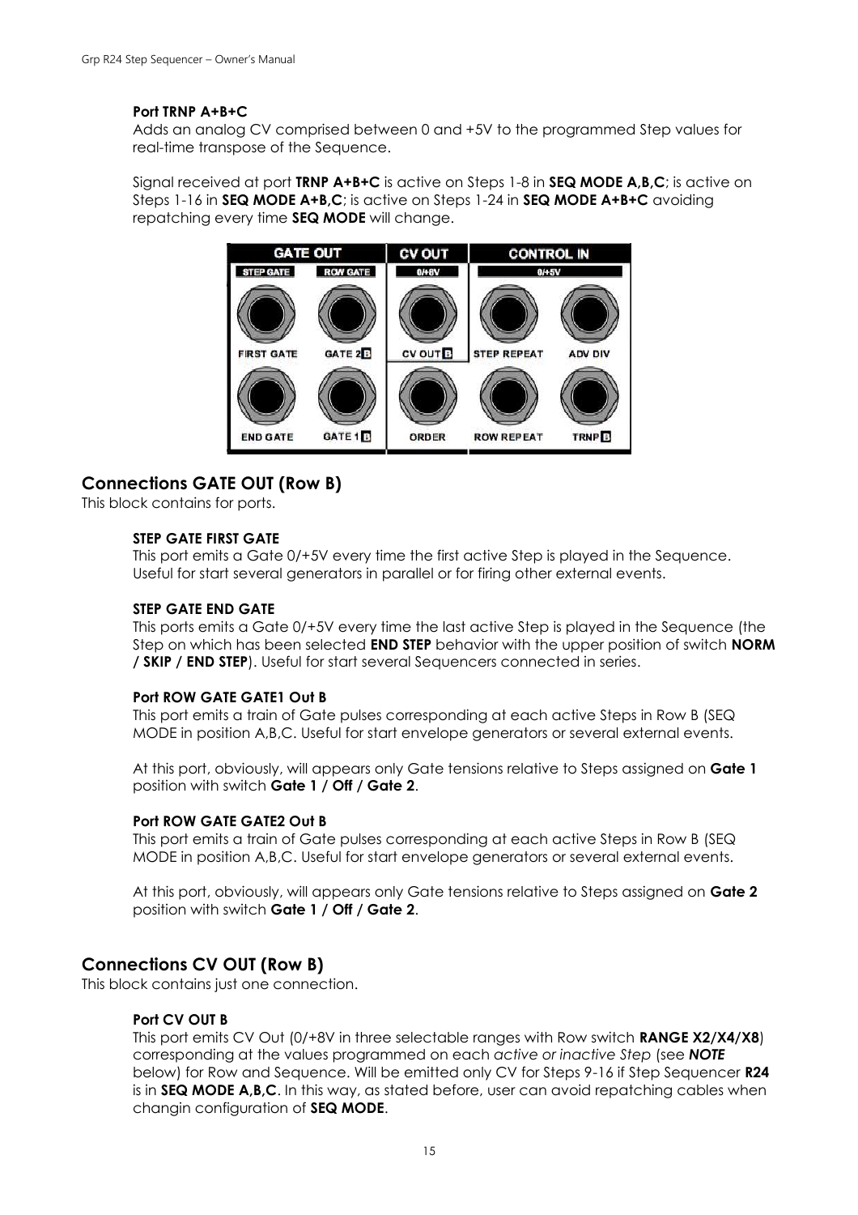**Port TRNP A+B+C**
Adds an analog CV comprised between 0 and +5V to the programmed Step values for real-time transpose of the Sequence.

Signal received at port **TRNP A+B+C** is active on Steps 1-8 in **SEQ MODE A,B,C**; is active on Steps 1-16 in **SEQ MODE A+B,C**; is active on Steps 1-24 in **SEQ MODE A+B+C** avoiding repatching every time **SEQ MODE** will change.

## Connections GATE OUT (Row B)

This block contains for ports.

**STEP GATE FIRST GATE**
This port emits a Gate 0/+5V every time the first active Step is played in the Sequence. Useful for start several generators in parallel or for firing other external events.

**STEP GATE END GATE**
This ports emits a Gate 0/+5V every time the last active Step is played in the Sequence (the Step on which has been selected **END STEP** behavior with the upper position of switch **NORM / SKIP / END STEP**). Useful for start several Sequencers connected in series.

**Port ROW GATE GATE1 Out B**
This port emits a train of Gate pulses corresponding at each active Steps in Row B (SEQ MODE in position A,B,C. Useful for start envelope generators or several external events.

At this port, obviously, will appears only Gate tensions relative to Steps assigned on **Gate 1** position with switch **Gate 1 / Off / Gate 2**.

**Port ROW GATE GATE2 Out B**
This port emits a train of Gate pulses corresponding at each active Steps in Row B (SEQ MODE in position A,B,C. Useful for start envelope generators or several external events.

At this port, obviously, will appears only Gate tensions relative to Steps assigned on **Gate 2** position with switch **Gate 1 / Off / Gate 2**.

## Connections CV OUT (Row B)

This block contains just one connection.

**Port CV OUT B**
This port emits CV Out (0/+8V in three selectable ranges with Row switch **RANGE X2/X4/X8**) corresponding at the values programmed on each *active or inactive Step* (see ***NOTE*** below) for Row and Sequence. Will be emitted only CV for Steps 9-16 if Step Sequencer **R24** is in **SEQ MODE A,B,C**. In this way, as stated before, user can avoid repatching cables when changin configuration of **SEQ MODE**.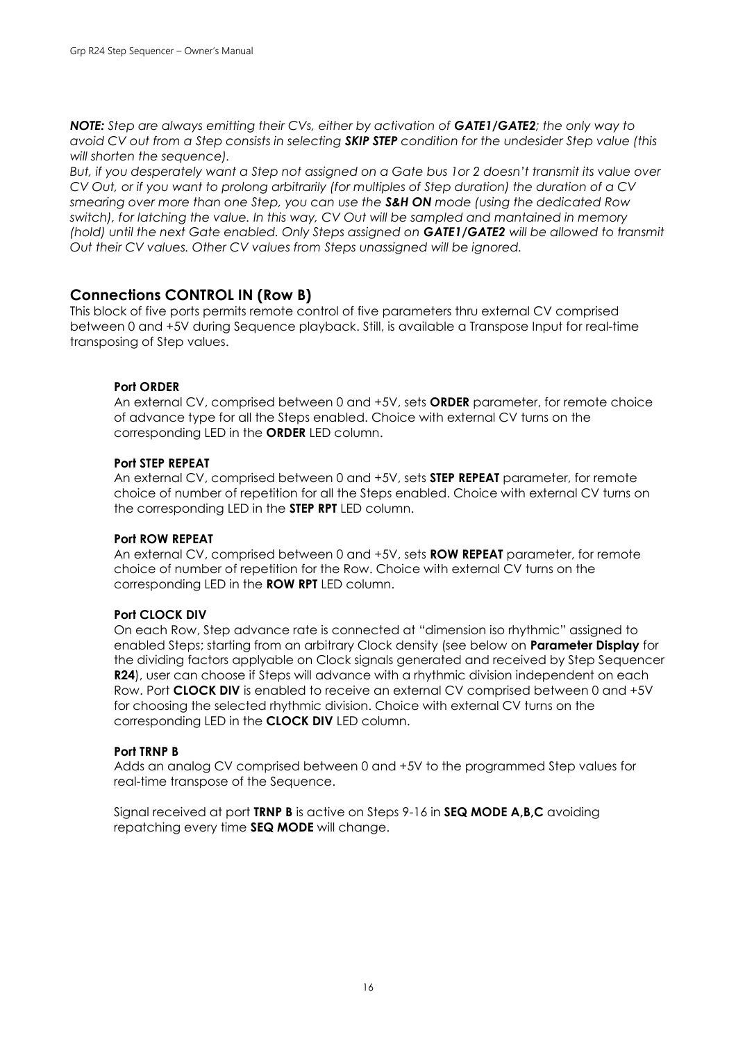***NOTE:*** *Step are always emitting their CVs, either by activation of **GATE1/GATE2**; the only way to avoid CV out from a Step consists in selecting **SKIP STEP** condition for the undesider Step value (this will shorten the sequence).*

*But, if you desperately want a Step not assigned on a Gate bus 1or 2 doesn't transmit its value over CV Out, or if you want to prolong arbitrarily (for multiples of Step duration) the duration of a CV smearing over more than one Step, you can use the **S&H ON** mode (using the dedicated Row switch), for latching the value. In this way, CV Out will be sampled and mantained in memory (hold) until the next Gate enabled. Only Steps assigned on **GATE1/GATE2** will be allowed to transmit Out their CV values. Other CV values from Steps unassigned will be ignored.*

## Connections CONTROL IN (Row B)

This block of five ports permits remote control of five parameters thru external CV comprised between 0 and +5V during Sequence playback. Still, is available a Transpose Input for real-time transposing of Step values.

**Port ORDER**

An external CV, comprised between 0 and +5V, sets **ORDER** parameter, for remote choice of advance type for all the Steps enabled. Choice with external CV turns on the corresponding LED in the **ORDER** LED column.

**Port STEP REPEAT**

An external CV, comprised between 0 and +5V, sets **STEP REPEAT** parameter, for remote choice of number of repetition for all the Steps enabled. Choice with external CV turns on the corresponding LED in the **STEP RPT** LED column.

**Port ROW REPEAT**

An external CV, comprised between 0 and +5V, sets **ROW REPEAT** parameter, for remote choice of number of repetition for the Row. Choice with external CV turns on the corresponding LED in the **ROW RPT** LED column.

**Port CLOCK DIV**

On each Row, Step advance rate is connected at "dimension iso rhythmic" assigned to enabled Steps; starting from an arbitrary Clock density (see below on **Parameter Display** for the dividing factors applyable on Clock signals generated and received by Step Sequencer **R24**), user can choose if Steps will advance with a rhythmic division independent on each Row. Port **CLOCK DIV** is enabled to receive an external CV comprised between 0 and +5V for choosing the selected rhythmic division. Choice with external CV turns on the corresponding LED in the **CLOCK DIV** LED column.

**Port TRNP B**

Adds an analog CV comprised between 0 and +5V to the programmed Step values for real-time transpose of the Sequence.

Signal received at port **TRNP B** is active on Steps 9-16 in **SEQ MODE A,B,C** avoiding repatching every time **SEQ MODE** will change.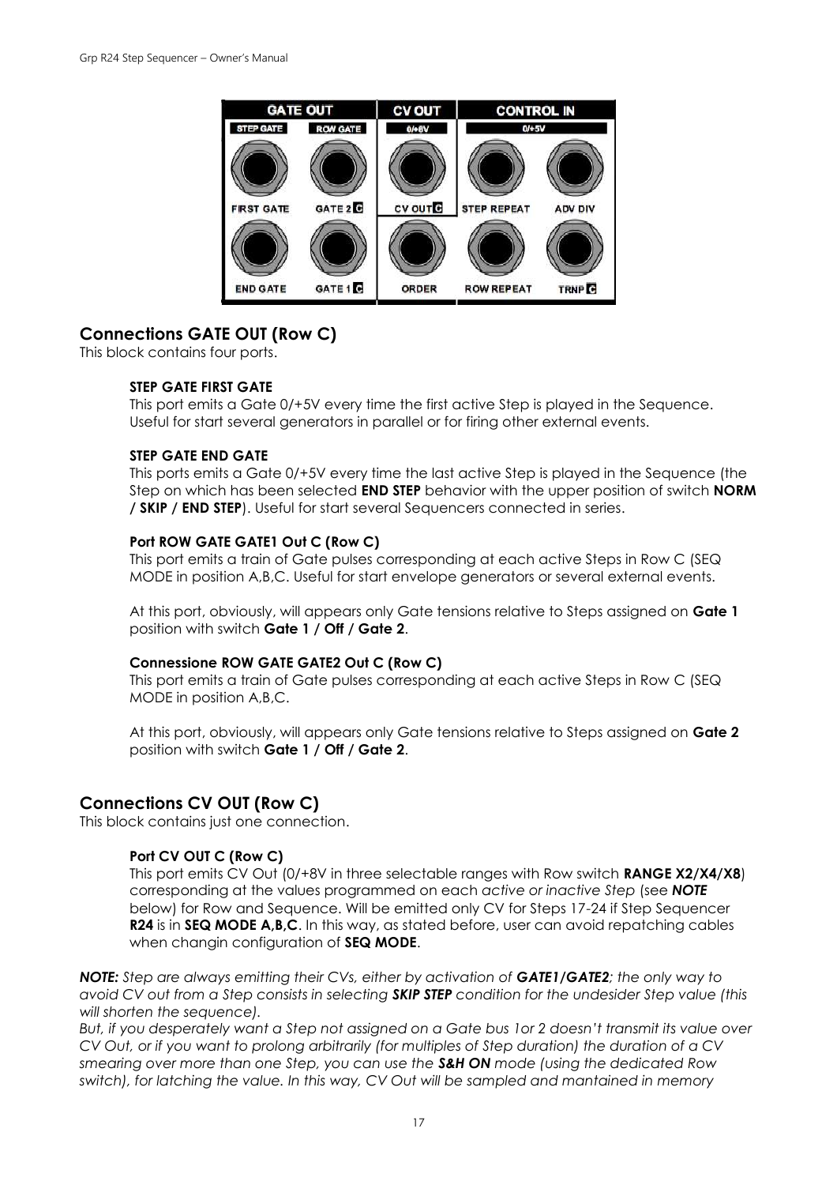## Connections GATE OUT (Row C)

This block contains four ports.

**STEP GATE FIRST GATE**

This port emits a Gate 0/+5V every time the first active Step is played in the Sequence. Useful for start several generators in parallel or for firing other external events.

**STEP GATE END GATE**

This ports emits a Gate 0/+5V every time the last active Step is played in the Sequence (the Step on which has been selected **END STEP** behavior with the upper position of switch **NORM / SKIP / END STEP**). Useful for start several Sequencers connected in series.

**Port ROW GATE GATE1 Out C (Row C)**

This port emits a train of Gate pulses corresponding at each active Steps in Row C (SEQ MODE in position A,B,C. Useful for start envelope generators or several external events.

At this port, obviously, will appears only Gate tensions relative to Steps assigned on **Gate 1** position with switch **Gate 1 / Off / Gate 2**.

**Connessione ROW GATE GATE2 Out C (Row C)**

This port emits a train of Gate pulses corresponding at each active Steps in Row C (SEQ MODE in position A,B,C.

At this port, obviously, will appears only Gate tensions relative to Steps assigned on **Gate 2** position with switch **Gate 1 / Off / Gate 2**.

## Connections CV OUT (Row C)

This block contains just one connection.

**Port CV OUT C (Row C)**

This port emits CV Out (0/+8V in three selectable ranges with Row switch **RANGE X2/X4/X8**) corresponding at the values programmed on each *active or inactive Step* (see ***NOTE*** below) for Row and Sequence. Will be emitted only CV for Steps 17-24 if Step Sequencer **R24** is in **SEQ MODE A,B,C**. In this way, as stated before, user can avoid repatching cables when changin configuration of **SEQ MODE**.

***NOTE:*** *Step are always emitting their CVs, either by activation of **GATE1/GATE2**; the only way to avoid CV out from a Step consists in selecting **SKIP STEP** condition for the undesider Step value (this will shorten the sequence).*

*But, if you desperately want a Step not assigned on a Gate bus 1or 2 doesn't transmit its value over CV Out, or if you want to prolong arbitrarily (for multiples of Step duration) the duration of a CV smearing over more than one Step, you can use the **S&H ON** mode (using the dedicated Row switch), for latching the value. In this way, CV Out will be sampled and mantained in memory*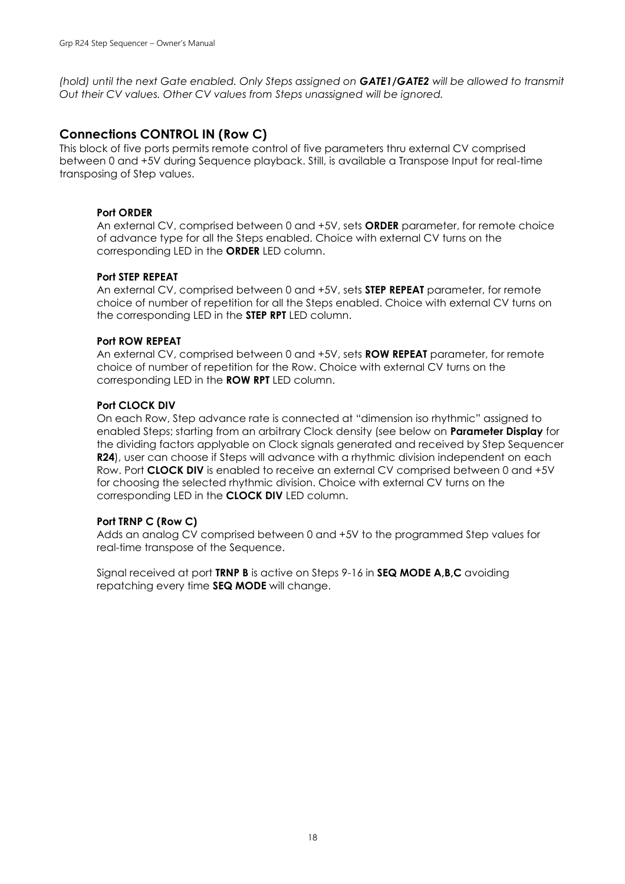*(hold) until the next Gate enabled. Only Steps assigned on **GATE1/GATE2** will be allowed to transmit Out their CV values. Other CV values from Steps unassigned will be ignored.*

## Connections CONTROL IN (Row C)

This block of five ports permits remote control of five parameters thru external CV comprised between 0 and +5V during Sequence playback. Still, is available a Transpose Input for real-time transposing of Step values.

**Port ORDER**

An external CV, comprised between 0 and +5V, sets **ORDER** parameter, for remote choice of advance type for all the Steps enabled. Choice with external CV turns on the corresponding LED in the **ORDER** LED column.

**Port STEP REPEAT**

An external CV, comprised between 0 and +5V, sets **STEP REPEAT** parameter, for remote choice of number of repetition for all the Steps enabled. Choice with external CV turns on the corresponding LED in the **STEP RPT** LED column.

**Port ROW REPEAT**

An external CV, comprised between 0 and +5V, sets **ROW REPEAT** parameter, for remote choice of number of repetition for the Row. Choice with external CV turns on the corresponding LED in the **ROW RPT** LED column.

**Port CLOCK DIV**

On each Row, Step advance rate is connected at "dimension iso rhythmic" assigned to enabled Steps; starting from an arbitrary Clock density (see below on **Parameter Display** for the dividing factors applyable on Clock signals generated and received by Step Sequencer **R24**), user can choose if Steps will advance with a rhythmic division independent on each Row. Port **CLOCK DIV** is enabled to receive an external CV comprised between 0 and +5V for choosing the selected rhythmic division. Choice with external CV turns on the corresponding LED in the **CLOCK DIV** LED column.

**Port TRNP C (Row C)**

Adds an analog CV comprised between 0 and +5V to the programmed Step values for real-time transpose of the Sequence.

Signal received at port **TRNP B** is active on Steps 9-16 in **SEQ MODE A,B,C** avoiding repatching every time **SEQ MODE** will change.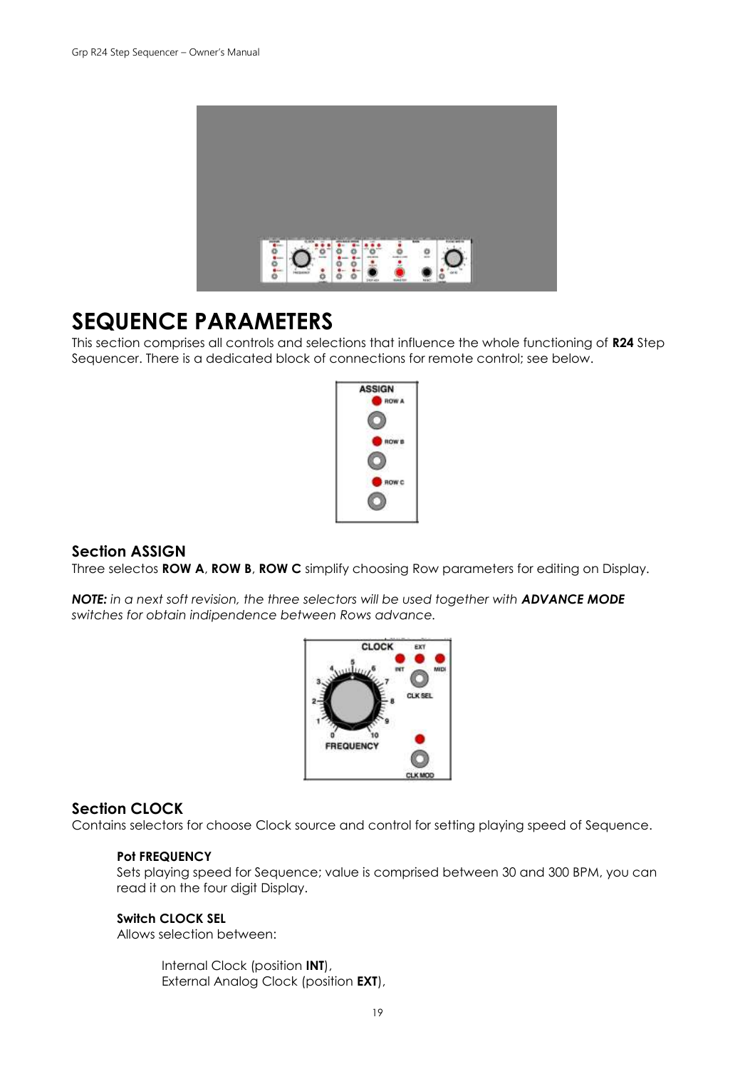# SEQUENCE PARAMETERS

This section comprises all controls and selections that influence the whole functioning of **R24** Step Sequencer. There is a dedicated block of connections for remote control; see below.

## Section ASSIGN

Three selectos **ROW A**, **ROW B**, **ROW C** simplify choosing Row parameters for editing on Display.

***NOTE:*** *in a next soft revision, the three selectors will be used together with **ADVANCE MODE** switches for obtain indipendence between Rows advance.*

## Section CLOCK

Contains selectors for choose Clock source and control for setting playing speed of Sequence.

### Pot FREQUENCY

Sets playing speed for Sequence; value is comprised between 30 and 300 BPM, you can read it on the four digit Display.

### Switch CLOCK SEL

Allows selection between:

Internal Clock (position **INT**),
External Analog Clock (position **EXT**),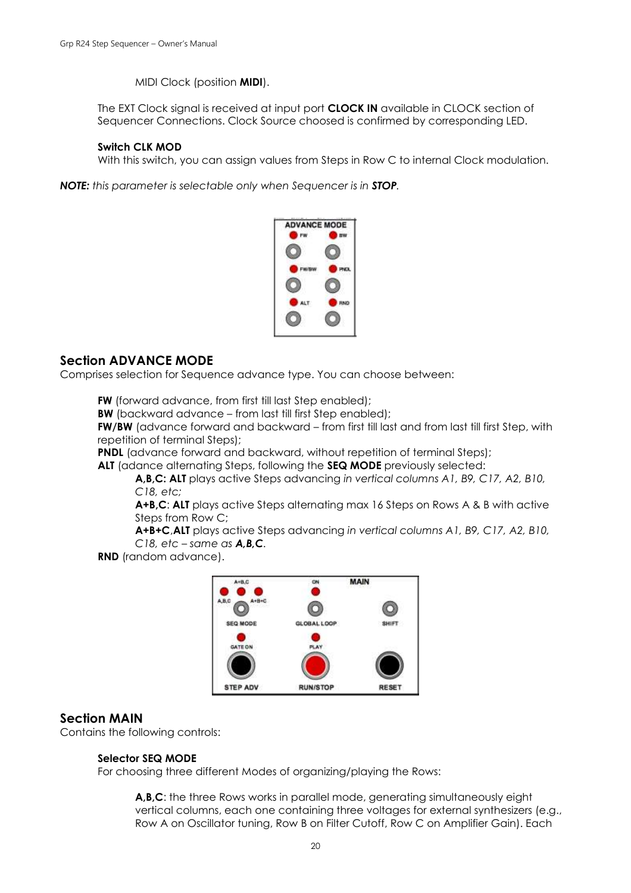MIDI Clock (position **MIDI**).

The EXT Clock signal is received at input port **CLOCK IN** available in CLOCK section of Sequencer Connections. Clock Source choosed is confirmed by corresponding LED.

**Switch CLK MOD**
With this switch, you can assign values from Steps in Row C to internal Clock modulation.

***NOTE:*** *this parameter is selectable only when Sequencer is in **STOP**.*

## Section ADVANCE MODE

Comprises selection for Sequence advance type. You can choose between:

**FW** (forward advance, from first till last Step enabled);
**BW** (backward advance – from last till first Step enabled);
**FW/BW** (advance forward and backward – from first till last and from last till first Step, with repetition of terminal Steps);
**PNDL** (advance forward and backward, without repetition of terminal Steps);
**ALT** (adance alternating Steps, following the **SEQ MODE** previously selected:

> **A,B,C: ALT** plays active Steps advancing *in vertical columns A1, B9, C17, A2, B10, C18, etc;*
> **A+B,C**: **ALT** plays active Steps alternating max 16 Steps on Rows A & B with active Steps from Row C;
> **A+B+C**,**ALT** plays active Steps advancing *in vertical columns A1, B9, C17, A2, B10, C18, etc – same as **A,B,C**.*

**RND** (random advance).

## Section MAIN

Contains the following controls:

**Selector SEQ MODE**
For choosing three different Modes of organizing/playing the Rows:

> **A,B,C**: the three Rows works in parallel mode, generating simultaneously eight vertical columns, each one containing three voltages for external synthesizers (e.g., Row A on Oscillator tuning, Row B on Filter Cutoff, Row C on Amplifier Gain). Each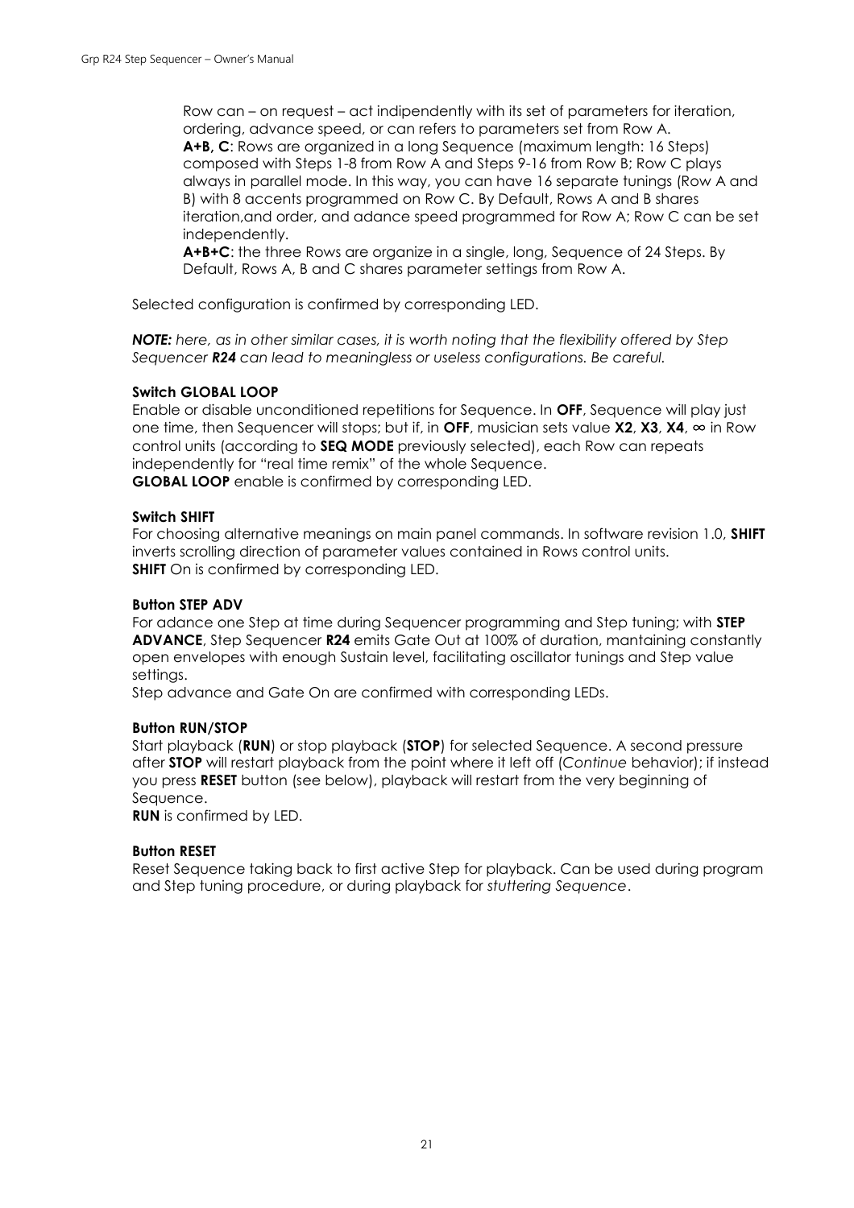Row can – on request – act indipendently with its set of parameters for iteration, ordering, advance speed, or can refers to parameters set from Row A.
**A+B, C**: Rows are organized in a long Sequence (maximum length: 16 Steps) composed with Steps 1-8 from Row A and Steps 9-16 from Row B; Row C plays always in parallel mode. In this way, you can have 16 separate tunings (Row A and B) with 8 accents programmed on Row C. By Default, Rows A and B shares iteration,and order, and adance speed programmed for Row A; Row C can be set independently.
**A+B+C**: the three Rows are organize in a single, long, Sequence of 24 Steps. By Default, Rows A, B and C shares parameter settings from Row A.

Selected configuration is confirmed by corresponding LED.

***NOTE:*** *here, as in other similar cases, it is worth noting that the flexibility offered by Step Sequencer **R24** can lead to meaningless or useless configurations. Be careful.*

**Switch GLOBAL LOOP**
Enable or disable unconditioned repetitions for Sequence. In **OFF**, Sequence will play just one time, then Sequencer will stops; but if, in **OFF**, musician sets value **X2**, **X3**, **X4**, **∞** in Row control units (according to **SEQ MODE** previously selected), each Row can repeats independently for "real time remix" of the whole Sequence.
**GLOBAL LOOP** enable is confirmed by corresponding LED.

**Switch SHIFT**
For choosing alternative meanings on main panel commands. In software revision 1.0, **SHIFT** inverts scrolling direction of parameter values contained in Rows control units.
**SHIFT** On is confirmed by corresponding LED.

**Button STEP ADV**
For adance one Step at time during Sequencer programming and Step tuning; with **STEP ADVANCE**, Step Sequencer **R24** emits Gate Out at 100% of duration, mantaining constantly open envelopes with enough Sustain level, facilitating oscillator tunings and Step value settings.
Step advance and Gate On are confirmed with corresponding LEDs.

**Button RUN/STOP**
Start playback (**RUN**) or stop playback (**STOP**) for selected Sequence. A second pressure after **STOP** will restart playback from the point where it left off (*Continue* behavior); if instead you press **RESET** button (see below), playback will restart from the very beginning of Sequence.
**RUN** is confirmed by LED.

**Button RESET**
Reset Sequence taking back to first active Step for playback. Can be used during program and Step tuning procedure, or during playback for *stuttering Sequence*.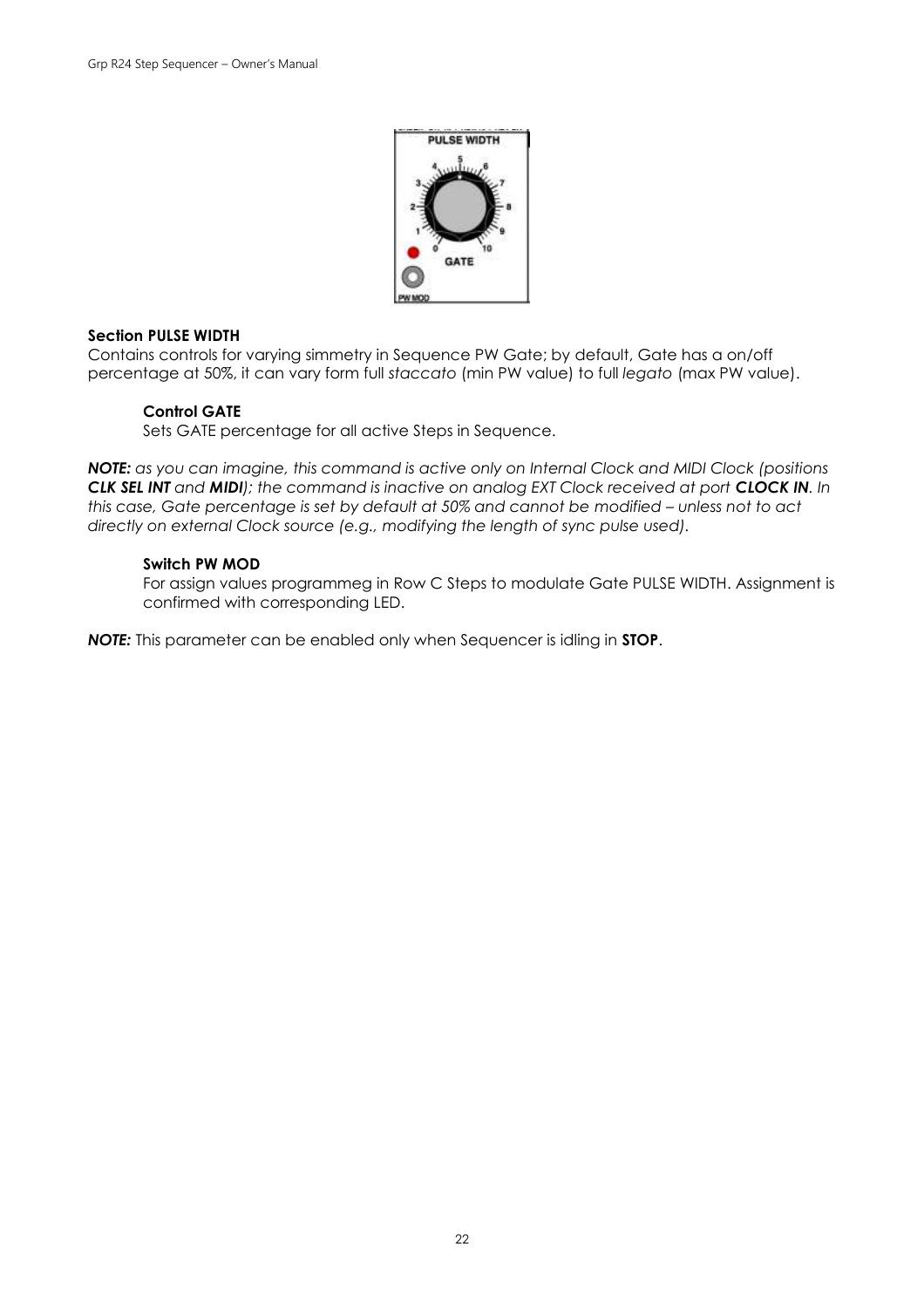**Section PULSE WIDTH**

Contains controls for varying simmetry in Sequence PW Gate; by default, Gate has a on/off percentage at 50%, it can vary form full *staccato* (min PW value) to full *legato* (max PW value).

> **Control GATE**
>
> Sets GATE percentage for all active Steps in Sequence.

***NOTE:*** *as you can imagine, this command is active only on Internal Clock and MIDI Clock (positions **CLK SEL INT** and **MIDI**); the command is inactive on analog EXT Clock received at port **CLOCK IN**. In this case, Gate percentage is set by default at 50% and cannot be modified – unless not to act directly on external Clock source (e.g., modifying the length of sync pulse used).*

> **Switch PW MOD**
>
> For assign values programmeg in Row C Steps to modulate Gate PULSE WIDTH. Assignment is confirmed with corresponding LED.

***NOTE:*** This parameter can be enabled only when Sequencer is idling in **STOP**.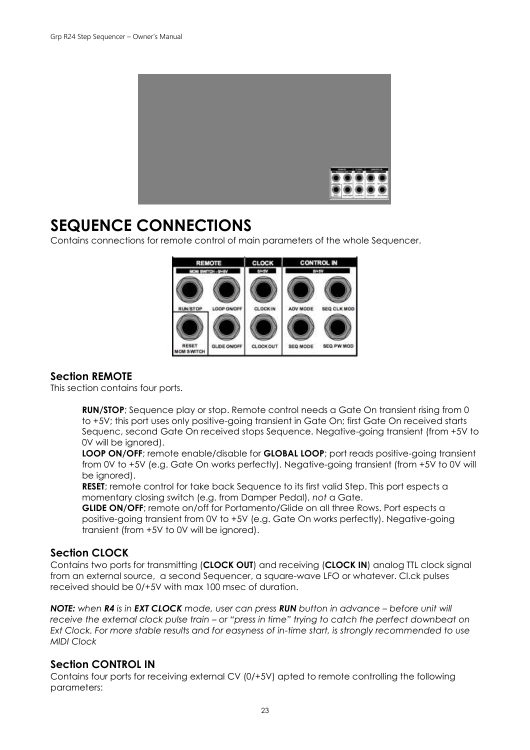# SEQUENCE CONNECTIONS

Contains connections for remote control of main parameters of the whole Sequencer.

## Section REMOTE

This section contains four ports.

> **RUN/STOP**; Sequence play or stop. Remote control needs a Gate On transient rising from 0 to +5V; this port uses only positive-going transient in Gate On; first Gate On received starts Sequenc, second Gate On received stops Sequence. Negative-going transient (from +5V to 0V will be ignored).
> **LOOP ON/OFF**; remote enable/disable for **GLOBAL LOOP**; port reads positive-going transient from 0V to +5V (e.g. Gate On works perfectly). Negative-going transient (from +5V to 0V will be ignored).
> **RESET**; remote control for take back Sequence to its first valid Step. This port espects a momentary closing switch (e.g. from Damper Pedal), *not* a Gate.
> **GLIDE ON/OFF**; remote on/off for Portamento/Glide on all three Rows. Port espects a positive-going transient from 0V to +5V (e.g. Gate On works perfectly). Negative-going transient (from +5V to 0V will be ignored).

## Section CLOCK

Contains two ports for transmitting (**CLOCK OUT**) and receiving (**CLOCK IN**) analog TTL clock signal from an external source, a second Sequencer, a square-wave LFO or whatever. Cl.ck pulses received should be 0/+5V with max 100 msec of duration.

***NOTE:*** *when **R4** is in **EXT CLOCK** mode, user can press **RUN** button in advance – before unit will receive the external clock pulse train – or "press in time" trying to catch the perfect downbeat on Ext Clock. For more stable results and for easyness of in-time start, is strongly recommended to use MIDI Clock*

## Section CONTROL IN

Contains four ports for receiving external CV (0/+5V) apted to remote controlling the following parameters: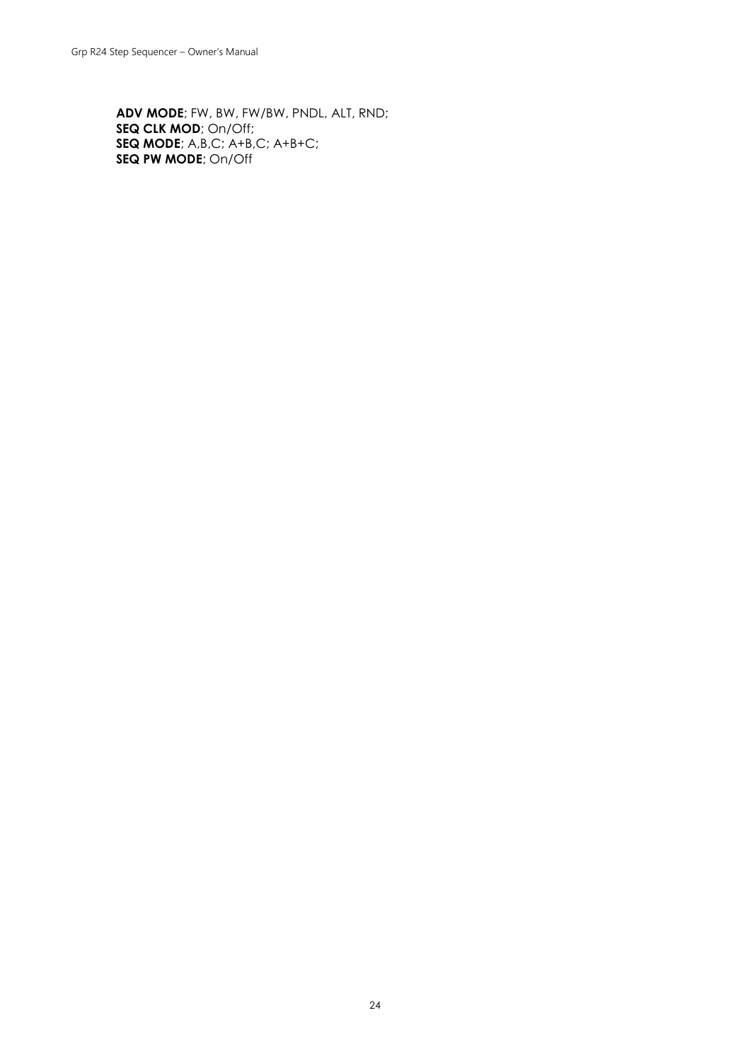**ADV MODE**; FW, BW, FW/BW, PNDL, ALT, RND;
**SEQ CLK MOD**; On/Off;
**SEQ MODE**; A,B,C; A+B,C; A+B+C;
**SEQ PW MODE**; On/Off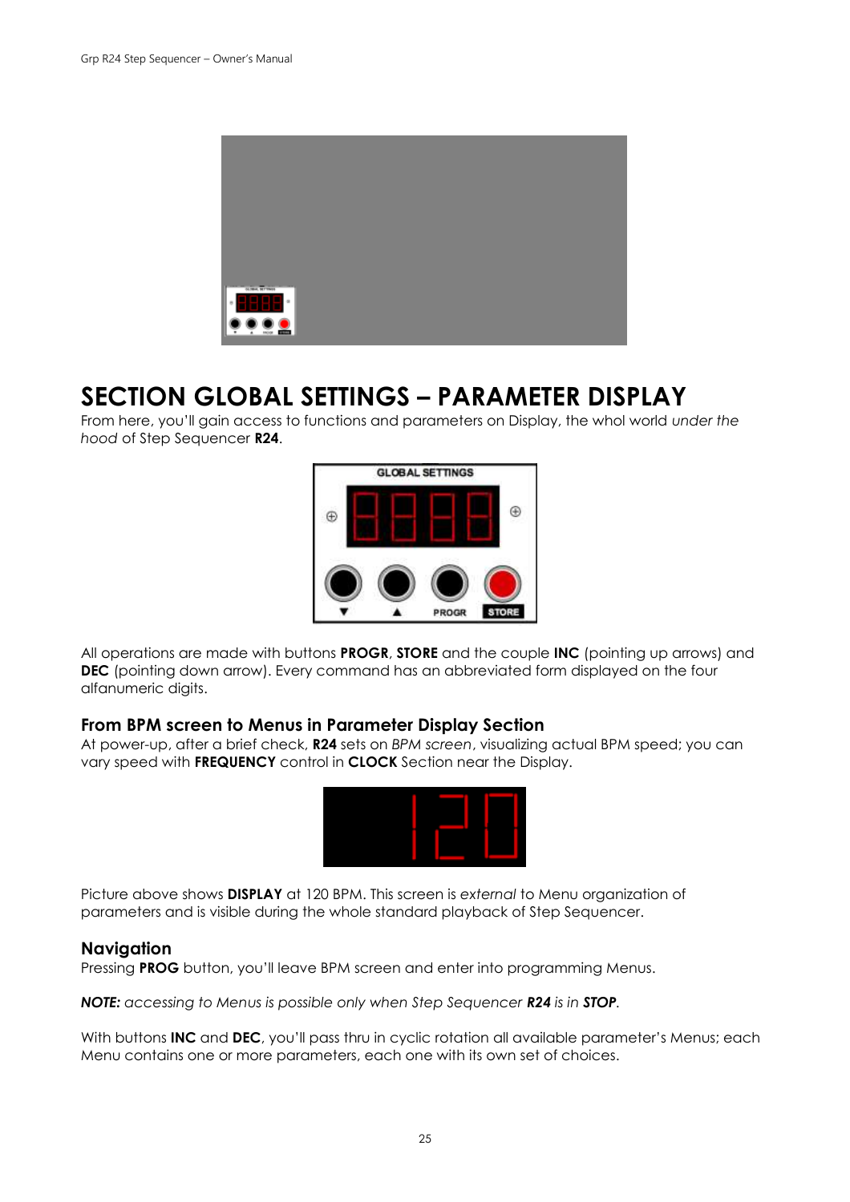# SECTION GLOBAL SETTINGS – PARAMETER DISPLAY

From here, you'll gain access to functions and parameters on Display, the whol world *under the hood* of Step Sequencer **R24**.

All operations are made with buttons **PROGR**, **STORE** and the couple **INC** (pointing up arrows) and **DEC** (pointing down arrow). Every command has an abbreviated form displayed on the four alfanumeric digits.

### From BPM screen to Menus in Parameter Display Section

At power-up, after a brief check, **R24** sets on *BPM screen*, visualizing actual BPM speed; you can vary speed with **FREQUENCY** control in **CLOCK** Section near the Display.

Picture above shows **DISPLAY** at 120 BPM. This screen is *external* to Menu organization of parameters and is visible during the whole standard playback of Step Sequencer.

### Navigation

Pressing **PROG** button, you'll leave BPM screen and enter into programming Menus.

***NOTE:*** *accessing to Menus is possible only when Step Sequencer **R24** is in **STOP**.*

With buttons **INC** and **DEC**, you'll pass thru in cyclic rotation all available parameter's Menus; each Menu contains one or more parameters, each one with its own set of choices.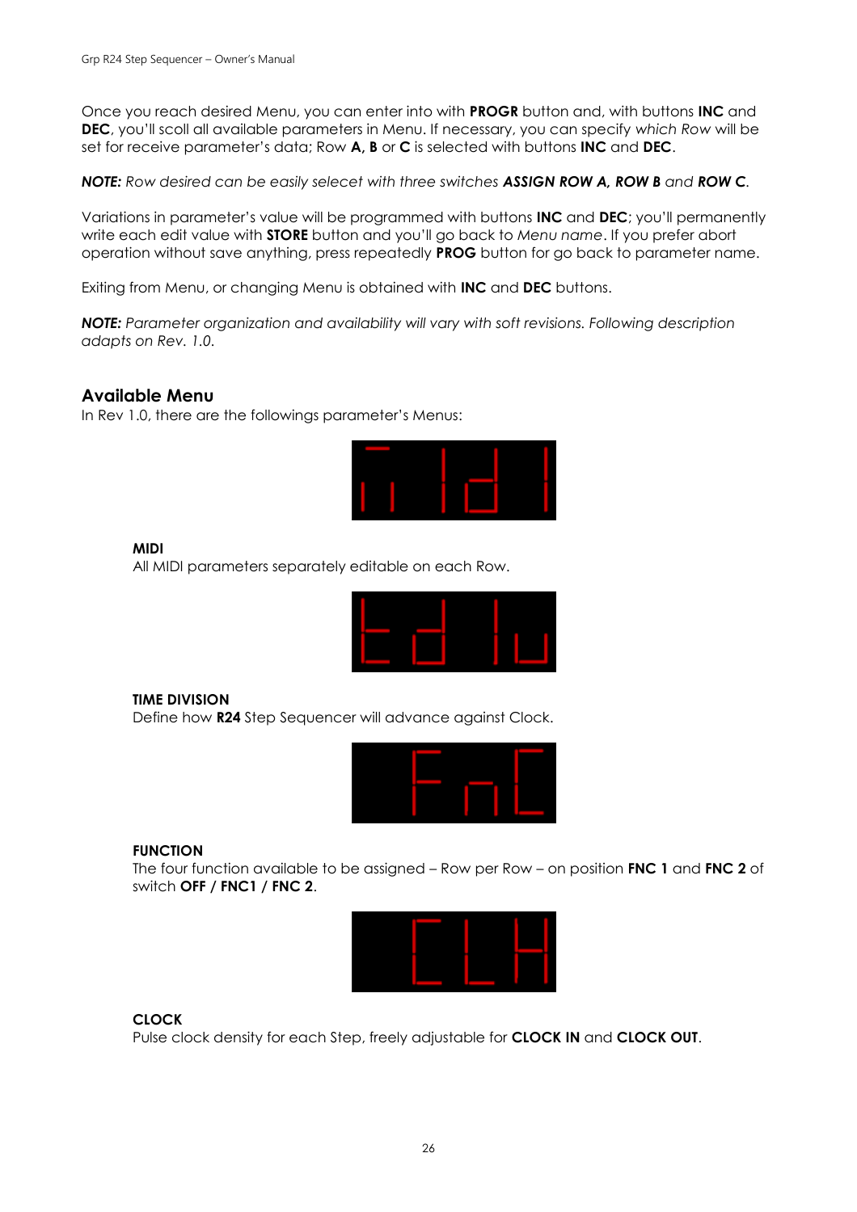Once you reach desired Menu, you can enter into with **PROGR** button and, with buttons **INC** and **DEC**, you'll scoll all available parameters in Menu. If necessary, you can specify *which Row* will be set for receive parameter's data; Row **A, B** or **C** is selected with buttons **INC** and **DEC**.

***NOTE:*** *Row desired can be easily selecet with three switches* ***ASSIGN ROW A, ROW B*** *and* ***ROW C****.*

Variations in parameter's value will be programmed with buttons **INC** and **DEC**; you'll permanently write each edit value with **STORE** button and you'll go back to *Menu name*. If you prefer abort operation without save anything, press repeatedly **PROG** button for go back to parameter name.

Exiting from Menu, or changing Menu is obtained with **INC** and **DEC** buttons.

***NOTE:*** *Parameter organization and availability will vary with soft revisions. Following description adapts on Rev. 1.0.*

## Available Menu

In Rev 1.0, there are the followings parameter's Menus:

**MIDI**

All MIDI parameters separately editable on each Row.

**TIME DIVISION**

Define how **R24** Step Sequencer will advance against Clock.

**FUNCTION**

The four function available to be assigned – Row per Row – on position **FNC 1** and **FNC 2** of switch **OFF / FNC1 / FNC 2**.

**CLOCK**

Pulse clock density for each Step, freely adjustable for **CLOCK IN** and **CLOCK OUT**.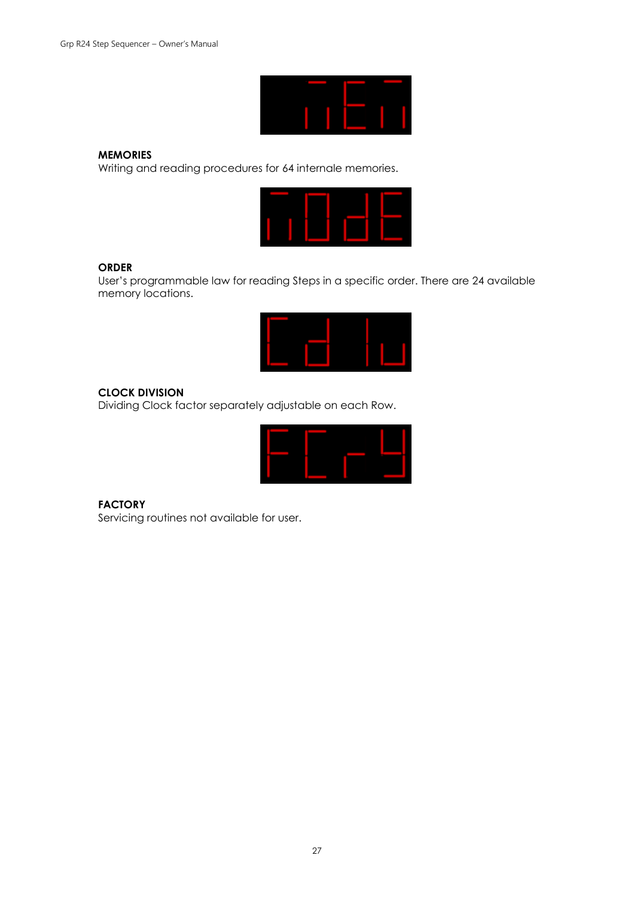**MEMORIES**
Writing and reading procedures for 64 internale memories.

**ORDER**
User's programmable law for reading Steps in a specific order. There are 24 available memory locations.

**CLOCK DIVISION**
Dividing Clock factor separately adjustable on each Row.

**FACTORY**
Servicing routines not available for user.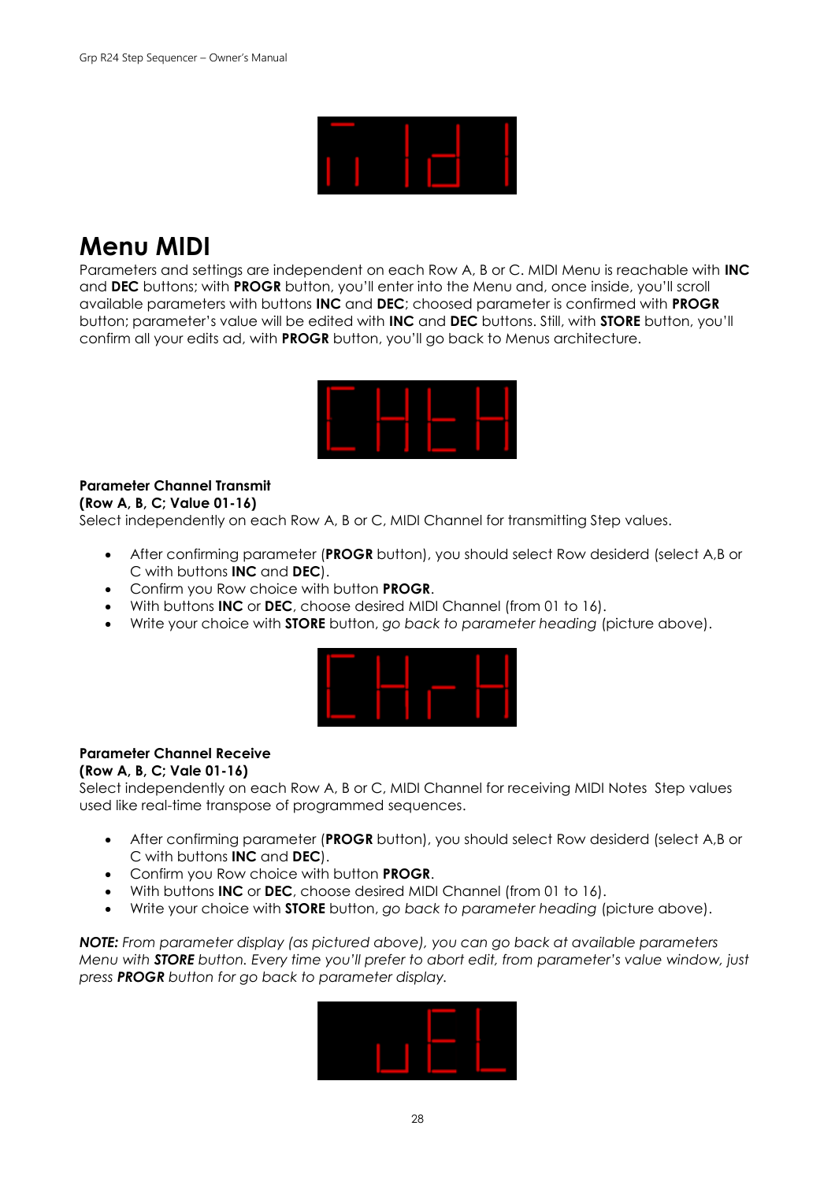# Menu MIDI

Parameters and settings are independent on each Row A, B or C. MIDI Menu is reachable with **INC** and **DEC** buttons; with **PROGR** button, you'll enter into the Menu and, once inside, you'll scroll available parameters with buttons **INC** and **DEC**; choosed parameter is confirmed with **PROGR** button; parameter's value will be edited with **INC** and **DEC** buttons. Still, with **STORE** button, you'll confirm all your edits ad, with **PROGR** button, you'll go back to Menus architecture.

**Parameter Channel Transmit**
**(Row A, B, C; Value 01-16)**
Select independently on each Row A, B or C, MIDI Channel for transmitting Step values.

- After confirming parameter (**PROGR** button), you should select Row desiderd (select A,B or C with buttons **INC** and **DEC**).
- Confirm you Row choice with button **PROGR**.
- With buttons **INC** or **DEC**, choose desired MIDI Channel (from 01 to 16).
- Write your choice with **STORE** button, *go back to parameter heading* (picture above).

**Parameter Channel Receive**
**(Row A, B, C; Vale 01-16)**
Select independently on each Row A, B or C, MIDI Channel for receiving MIDI Notes Step values used like real-time transpose of programmed sequences.

- After confirming parameter (**PROGR** button), you should select Row desiderd (select A,B or C with buttons **INC** and **DEC**).
- Confirm you Row choice with button **PROGR**.
- With buttons **INC** or **DEC**, choose desired MIDI Channel (from 01 to 16).
- Write your choice with **STORE** button, *go back to parameter heading* (picture above).

***NOTE:*** *From parameter display (as pictured above), you can go back at available parameters Menu with **STORE** button. Every time you'll prefer to abort edit, from parameter's value window, just press **PROGR** button for go back to parameter display.*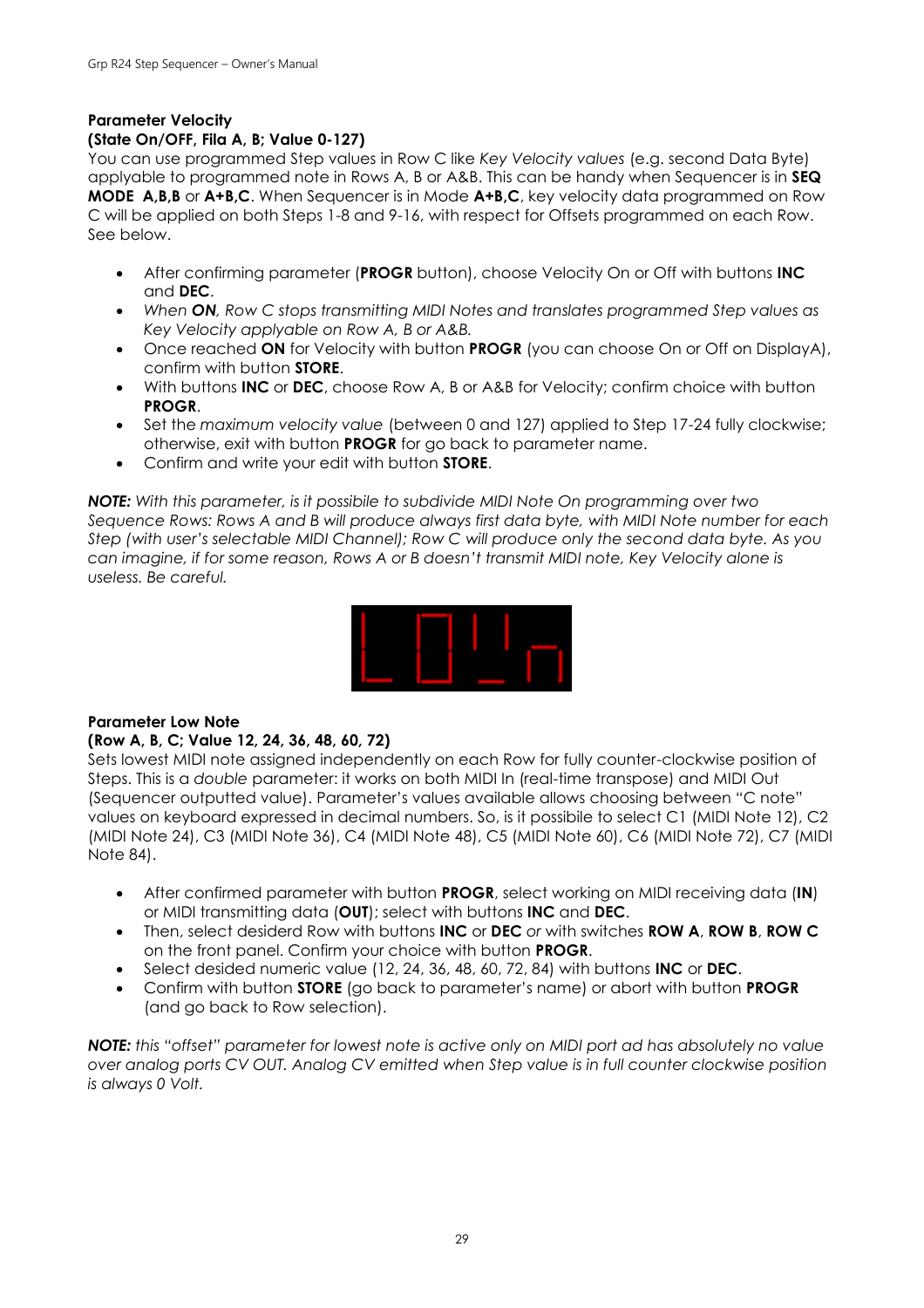**Parameter Velocity**
**(State On/OFF, Fila A, B; Value 0-127)**
You can use programmed Step values in Row C like *Key Velocity values* (e.g. second Data Byte) applyable to programmed note in Rows A, B or A&B. This can be handy when Sequencer is in **SEQ MODE A,B,B** or **A+B,C**. When Sequencer is in Mode **A+B,C**, key velocity data programmed on Row C will be applied on both Steps 1-8 and 9-16, with respect for Offsets programmed on each Row. See below.

- After confirming parameter (**PROGR** button), choose Velocity On or Off with buttons **INC** and **DEC**.
- *When **ON**, Row C stops transmitting MIDI Notes and translates programmed Step values as Key Velocity applyable on Row A, B or A&B.*
- Once reached **ON** for Velocity with button **PROGR** (you can choose On or Off on DisplayA), confirm with button **STORE**.
- With buttons **INC** or **DEC**, choose Row A, B or A&B for Velocity; confirm choice with button **PROGR**.
- Set the *maximum velocity value* (between 0 and 127) applied to Step 17-24 fully clockwise; otherwise, exit with button **PROGR** for go back to parameter name.
- Confirm and write your edit with button **STORE**.

***NOTE:*** *With this parameter, is it possibile to subdivide MIDI Note On programming over two Sequence Rows: Rows A and B will produce always first data byte, with MIDI Note number for each Step (with user's selectable MIDI Channel); Row C will produce only the second data byte. As you can imagine, if for some reason, Rows A or B doesn't transmit MIDI note, Key Velocity alone is useless. Be careful.*

**Parameter Low Note**
**(Row A, B, C; Value 12, 24, 36, 48, 60, 72)**
Sets lowest MIDI note assigned independently on each Row for fully counter-clockwise position of Steps. This is a *double* parameter: it works on both MIDI In (real-time transpose) and MIDI Out (Sequencer outputted value). Parameter's values available allows choosing between "C note" values on keyboard expressed in decimal numbers. So, is it possibile to select C1 (MIDI Note 12), C2 (MIDI Note 24), C3 (MIDI Note 36), C4 (MIDI Note 48), C5 (MIDI Note 60), C6 (MIDI Note 72), C7 (MIDI Note 84).

- After confirmed parameter with button **PROGR**, select working on MIDI receiving data (**IN**) or MIDI transmitting data (**OUT**); select with buttons **INC** and **DEC**.
- Then, select desiderd Row with buttons **INC** or **DEC** *or* with switches **ROW A**, **ROW B**, **ROW C** on the front panel. Confirm your choice with button **PROGR**.
- Select desided numeric value (12, 24, 36, 48, 60, 72, 84) with buttons **INC** or **DEC**.
- Confirm with button **STORE** (go back to parameter's name) or abort with button **PROGR** (and go back to Row selection).

***NOTE:*** *this "offset" parameter for lowest note is active only on MIDI port ad has absolutely no value over analog ports CV OUT. Analog CV emitted when Step value is in full counter clockwise position is always 0 Volt.*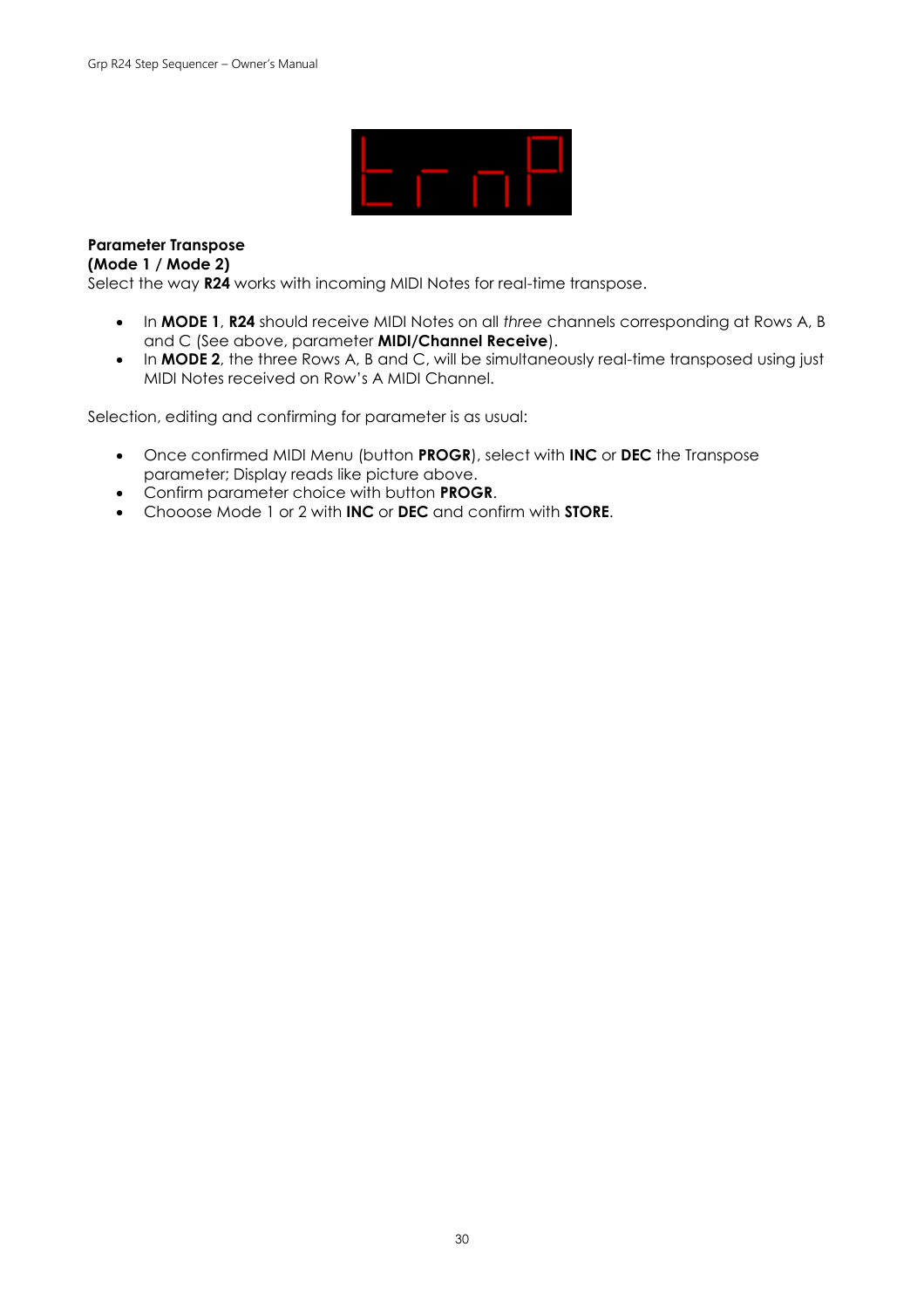**Parameter Transpose**
**(Mode 1 / Mode 2)**
Select the way **R24** works with incoming MIDI Notes for real-time transpose.

- In **MODE 1**, **R24** should receive MIDI Notes on all *three* channels corresponding at Rows A, B and C (See above, parameter **MIDI/Channel Receive**).
- In **MODE 2**, the three Rows A, B and C, will be simultaneously real-time transposed using just MIDI Notes received on Row's A MIDI Channel.

Selection, editing and confirming for parameter is as usual:

- Once confirmed MIDI Menu (button **PROGR**), select with **INC** or **DEC** the Transpose parameter; Display reads like picture above.
- Confirm parameter choice with button **PROGR**.
- Chooose Mode 1 or 2 with **INC** or **DEC** and confirm with **STORE**.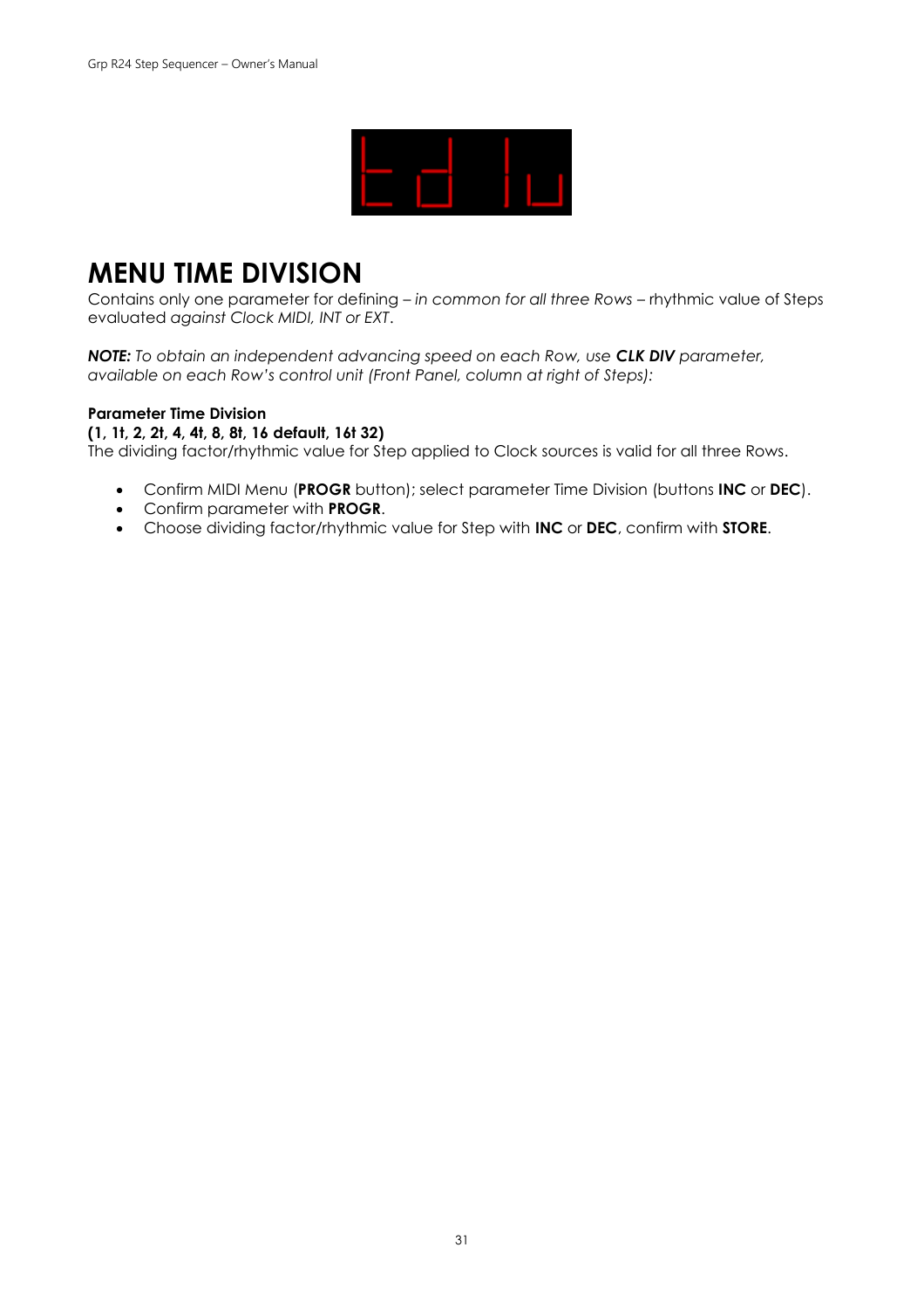# MENU TIME DIVISION

Contains only one parameter for defining – *in common for all three Rows* – rhythmic value of Steps evaluated *against Clock MIDI, INT or EXT*.

***NOTE:*** *To obtain an independent advancing speed on each Row, use* ***CLK DIV*** *parameter, available on each Row's control unit (Front Panel, column at right of Steps):*

**Parameter Time Division**
**(1, 1t, 2, 2t, 4, 4t, 8, 8t, 16 default, 16t 32)**
The dividing factor/rhythmic value for Step applied to Clock sources is valid for all three Rows.

- Confirm MIDI Menu (**PROGR** button); select parameter Time Division (buttons **INC** or **DEC**).
- Confirm parameter with **PROGR**.
- Choose dividing factor/rhythmic value for Step with **INC** or **DEC**, confirm with **STORE**.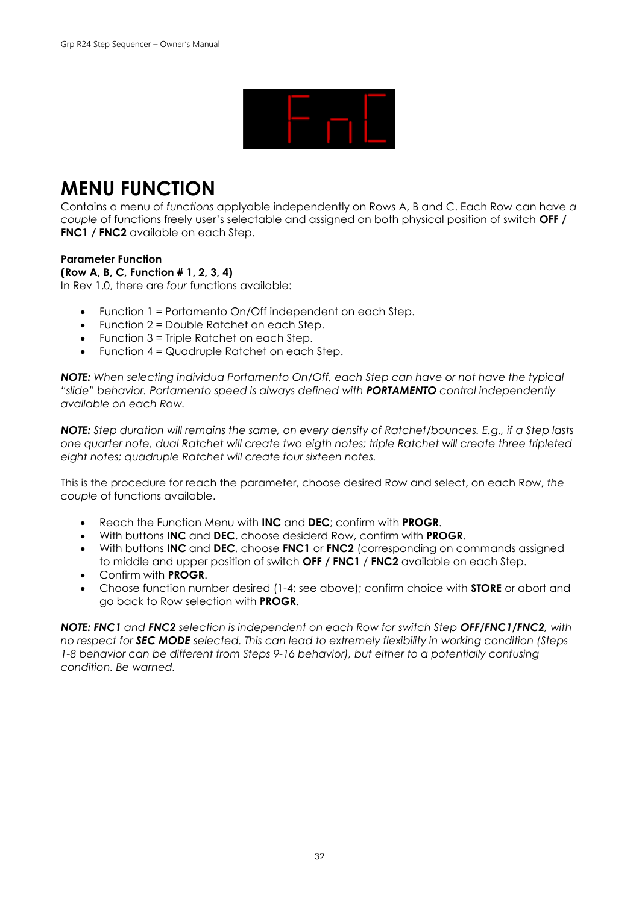# MENU FUNCTION

Contains a menu of *functions* applyable independently on Rows A, B and C. Each Row can have *a couple* of functions freely user's selectable and assigned on both physical position of switch **OFF / FNC1 / FNC2** available on each Step.

**Parameter Function**
**(Row A, B, C, Function # 1, 2, 3, 4)**
In Rev 1.0, there are *four* functions available:

- Function 1 = Portamento On/Off independent on each Step.
- Function 2 = Double Ratchet on each Step.
- Function 3 = Triple Ratchet on each Step.
- Function 4 = Quadruple Ratchet on each Step.

***NOTE:*** *When selecting individua Portamento On/Off, each Step can have or not have the typical "slide" behavior. Portamento speed is always defined with* ***PORTAMENTO*** *control independently available on each Row.*

***NOTE:*** *Step duration will remains the same, on every density of Ratchet/bounces. E.g., if a Step lasts one quarter note, dual Ratchet will create two eigth notes; triple Ratchet will create three tripleted eight notes; quadruple Ratchet will create four sixteen notes.*

This is the procedure for reach the parameter, choose desired Row and select, on each Row, *the couple* of functions available.

- Reach the Function Menu with **INC** and **DEC**; confirm with **PROGR**.
- With buttons **INC** and **DEC**, choose desiderd Row, confirm with **PROGR**.
- With buttons **INC** and **DEC**, choose **FNC1** or **FNC2** (corresponding on commands assigned to middle and upper position of switch **OFF / FNC1** / **FNC2** available on each Step.
- Confirm with **PROGR**.
- Choose function number desired (1-4; see above); confirm choice with **STORE** or abort and go back to Row selection with **PROGR**.

***NOTE: FNC1*** *and* ***FNC2*** *selection is independent on each Row for switch Step* ***OFF/FNC1/FNC2****, with no respect for* ***SEC MODE*** *selected. This can lead to extremely flexibility in working condition (Steps 1-8 behavior can be different from Steps 9-16 behavior), but either to a potentially confusing condition. Be warned.*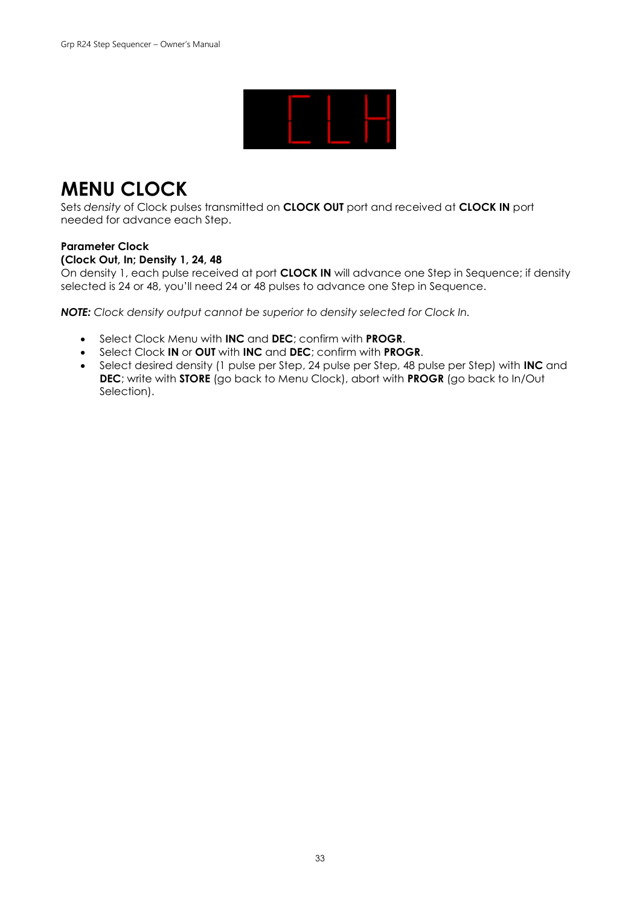# MENU CLOCK

Sets *density* of Clock pulses transmitted on **CLOCK OUT** port and received at **CLOCK IN** port needed for advance each Step.

**Parameter Clock**
**(Clock Out, In; Density 1, 24, 48**
On density 1, each pulse received at port **CLOCK IN** will advance one Step in Sequence; if density selected is 24 or 48, you'll need 24 or 48 pulses to advance one Step in Sequence.

***NOTE:*** *Clock density output cannot be superior to density selected for Clock In.*

- Select Clock Menu with **INC** and **DEC**; confirm with **PROGR**.
- Select Clock **IN** or **OUT** with **INC** and **DEC**; confirm with **PROGR**.
- Select desired density (1 pulse per Step, 24 pulse per Step, 48 pulse per Step) with **INC** and **DEC**; write with **STORE** (go back to Menu Clock), abort with **PROGR** (go back to In/Out Selection).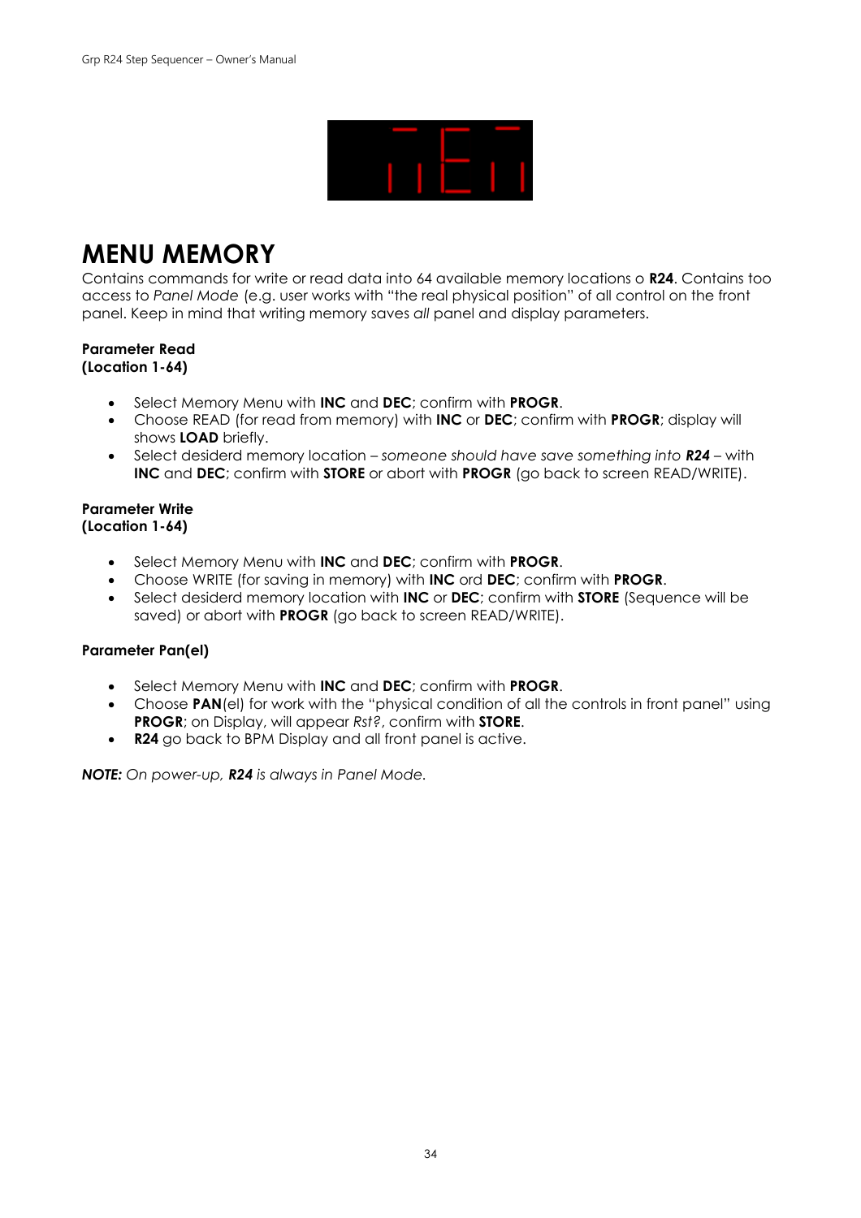# MENU MEMORY

Contains commands for write or read data into 64 available memory locations o **R24**. Contains too access to *Panel Mode* (e.g. user works with "the real physical position" of all control on the front panel. Keep in mind that writing memory saves *all* panel and display parameters.

**Parameter Read**
**(Location 1-64)**

- Select Memory Menu with **INC** and **DEC**; confirm with **PROGR**.
- Choose READ (for read from memory) with **INC** or **DEC**; confirm with **PROGR**; display will shows **LOAD** briefly.
- Select desiderd memory location – *someone should have save something into **R24*** – with **INC** and **DEC**; confirm with **STORE** or abort with **PROGR** (go back to screen READ/WRITE).

**Parameter Write**
**(Location 1-64)**

- Select Memory Menu with **INC** and **DEC**; confirm with **PROGR**.
- Choose WRITE (for saving in memory) with **INC** ord **DEC**; confirm with **PROGR**.
- Select desiderd memory location with **INC** or **DEC**; confirm with **STORE** (Sequence will be saved) or abort with **PROGR** (go back to screen READ/WRITE).

**Parameter Pan(el)**

- Select Memory Menu with **INC** and **DEC**; confirm with **PROGR**.
- Choose **PAN**(el) for work with the "physical condition of all the controls in front panel" using **PROGR**; on Display, will appear *Rst?*, confirm with **STORE**.
- **R24** go back to BPM Display and all front panel is active.

***NOTE:*** *On power-up, **R24** is always in Panel Mode.*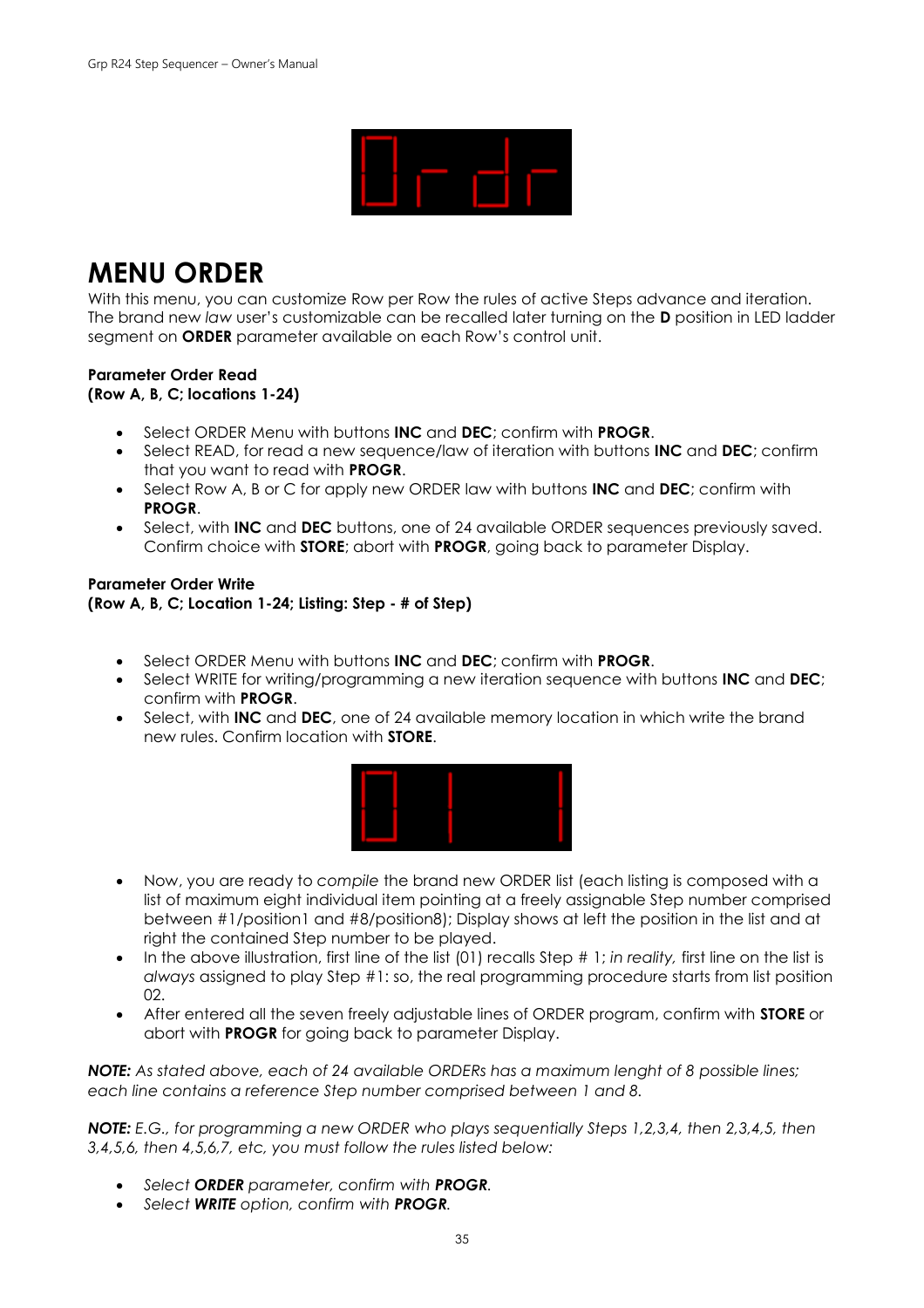# MENU ORDER

With this menu, you can customize Row per Row the rules of active Steps advance and iteration. The brand new *law* user's customizable can be recalled later turning on the **D** position in LED ladder segment on **ORDER** parameter available on each Row's control unit.

**Parameter Order Read**
**(Row A, B, C; locations 1-24)**

- Select ORDER Menu with buttons **INC** and **DEC**; confirm with **PROGR**.
- Select READ, for read a new sequence/law of iteration with buttons **INC** and **DEC**; confirm that you want to read with **PROGR**.
- Select Row A, B or C for apply new ORDER law with buttons **INC** and **DEC**; confirm with **PROGR**.
- Select, with **INC** and **DEC** buttons, one of 24 available ORDER sequences previously saved. Confirm choice with **STORE**; abort with **PROGR**, going back to parameter Display.

**Parameter Order Write**
**(Row A, B, C; Location 1-24; Listing: Step - # of Step)**

- Select ORDER Menu with buttons **INC** and **DEC**; confirm with **PROGR**.
- Select WRITE for writing/programming a new iteration sequence with buttons **INC** and **DEC**; confirm with **PROGR**.
- Select, with **INC** and **DEC**, one of 24 available memory location in which write the brand new rules. Confirm location with **STORE**.

- Now, you are ready to *compile* the brand new ORDER list (each listing is composed with a list of maximum eight individual item pointing at a freely assignable Step number comprised between #1/position1 and #8/position8); Display shows at left the position in the list and at right the contained Step number to be played.
- In the above illustration, first line of the list (01) recalls Step # 1; *in reality,* first line on the list is *always* assigned to play Step #1: so, the real programming procedure starts from list position 02.
- After entered all the seven freely adjustable lines of ORDER program, confirm with **STORE** or abort with **PROGR** for going back to parameter Display.

***NOTE:*** *As stated above, each of 24 available ORDERs has a maximum lenght of 8 possible lines; each line contains a reference Step number comprised between 1 and 8.*

***NOTE:*** *E.G., for programming a new ORDER who plays sequentially Steps 1,2,3,4, then 2,3,4,5, then 3,4,5,6, then 4,5,6,7, etc, you must follow the rules listed below:*

- *Select **ORDER** parameter, confirm with **PROGR**.*
- *Select **WRITE** option, confirm with **PROGR**.*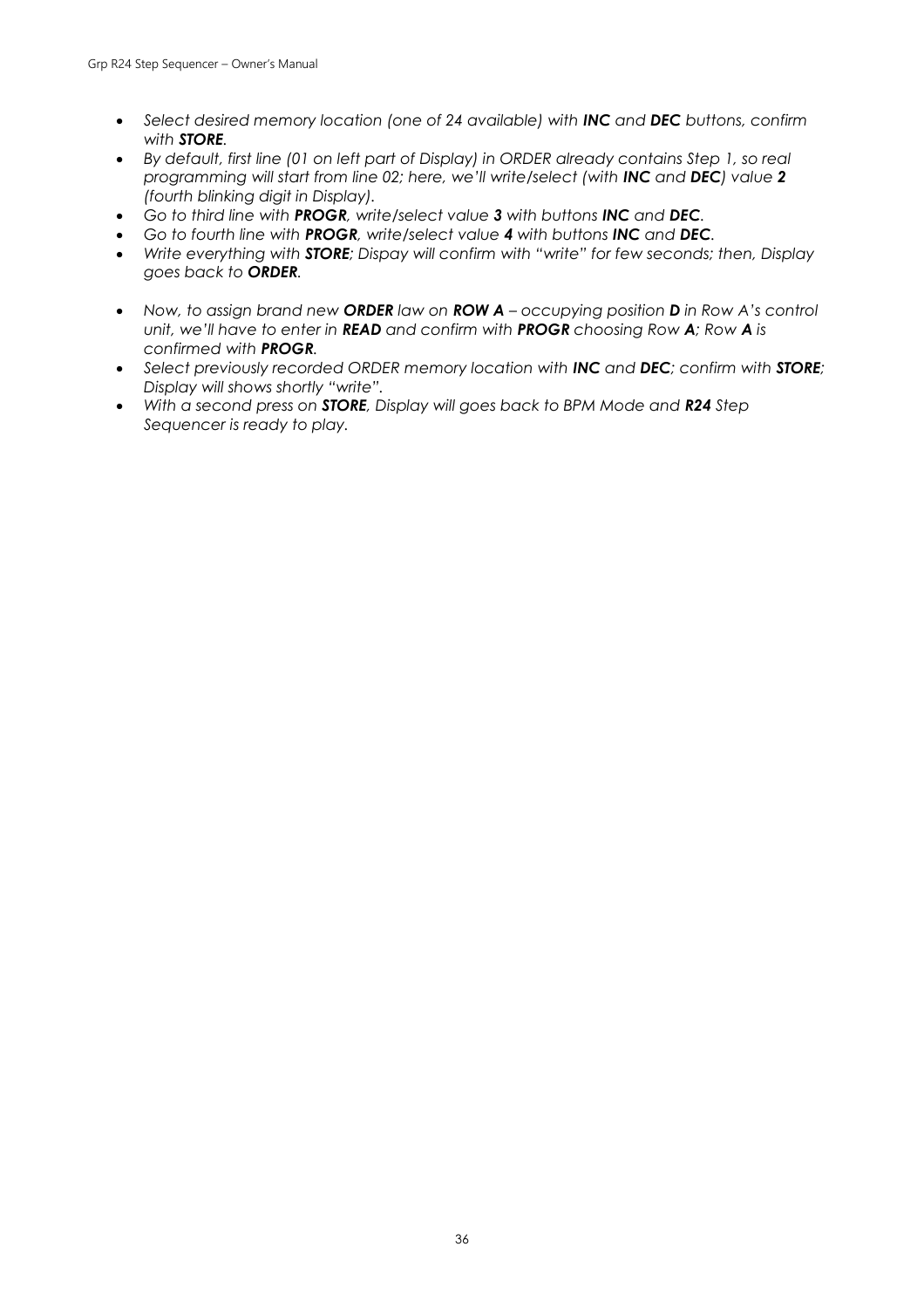- *Select desired memory location (one of 24 available) with **INC** and **DEC** buttons, confirm with **STORE**.*
- *By default, first line (01 on left part of Display) in ORDER already contains Step 1, so real programming will start from line 02; here, we'll write/select (with **INC** and **DEC**) value **2** (fourth blinking digit in Display).*
- *Go to third line with **PROGR**, write/select value **3** with buttons **INC** and **DEC**.*
- *Go to fourth line with **PROGR**, write/select value **4** with buttons **INC** and **DEC**.*
- *Write everything with **STORE**; Dispay will confirm with "write" for few seconds; then, Display goes back to **ORDER**.*

- *Now, to assign brand new **ORDER** law on **ROW A** – occupying position **D** in Row A's control unit, we'll have to enter in **READ** and confirm with **PROGR** choosing Row **A**; Row **A** is confirmed with **PROGR**.*
- *Select previously recorded ORDER memory location with **INC** and **DEC**; confirm with **STORE**; Display will shows shortly "write".*
- *With a second press on **STORE**, Display will goes back to BPM Mode and **R24** Step Sequencer is ready to play.*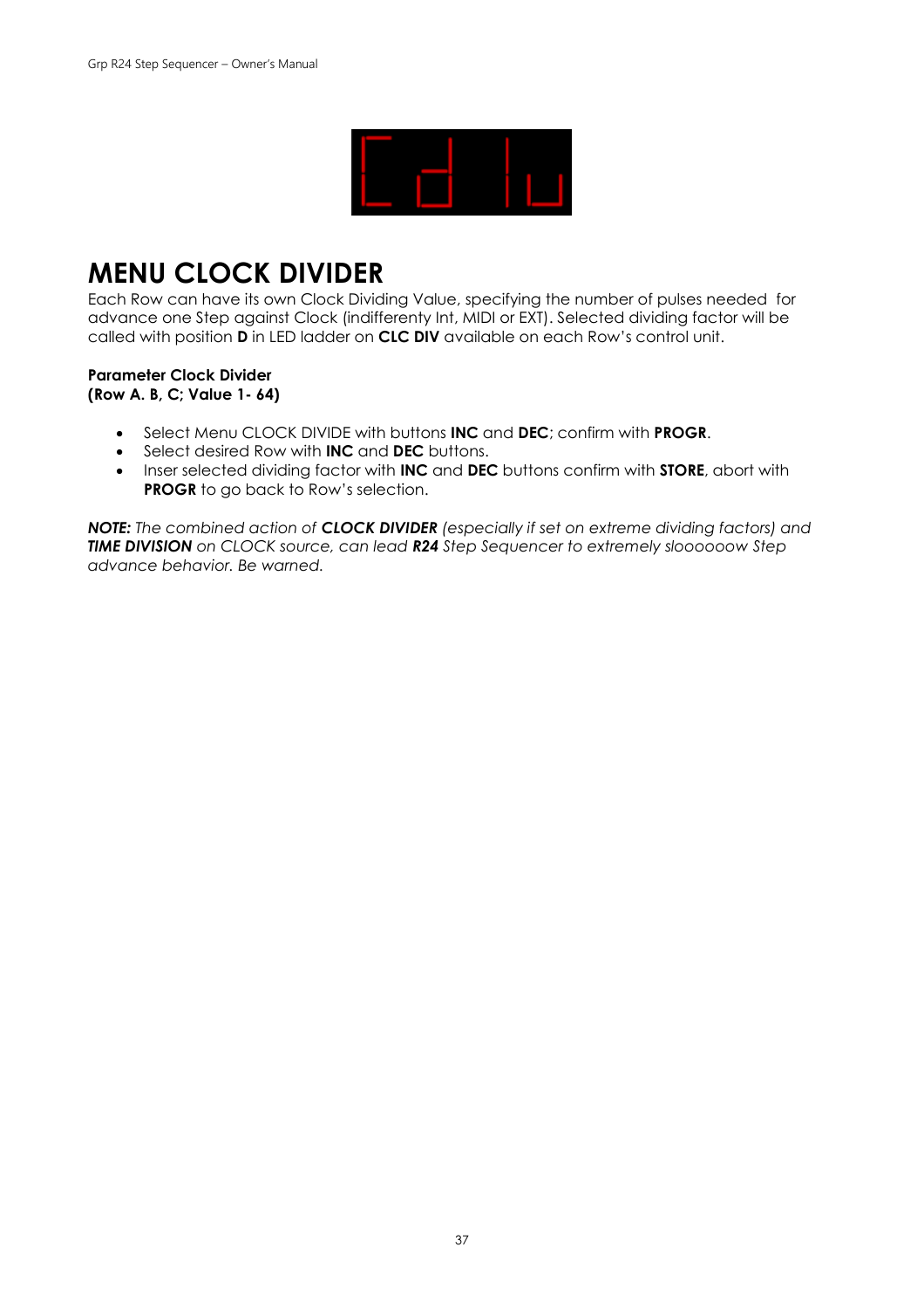# MENU CLOCK DIVIDER

Each Row can have its own Clock Dividing Value, specifying the number of pulses needed for advance one Step against Clock (indifferenty Int, MIDI or EXT). Selected dividing factor will be called with position **D** in LED ladder on **CLC DIV** available on each Row's control unit.

**Parameter Clock Divider**
**(Row A. B, C; Value 1- 64)**

- Select Menu CLOCK DIVIDE with buttons **INC** and **DEC**; confirm with **PROGR**.
- Select desired Row with **INC** and **DEC** buttons.
- Inser selected dividing factor with **INC** and **DEC** buttons confirm with **STORE**, abort with **PROGR** to go back to Row's selection.

***NOTE:*** *The combined action of **CLOCK DIVIDER** (especially if set on extreme dividing factors) and **TIME DIVISION** on CLOCK source, can lead **R24** Step Sequencer to extremely slooooow Step advance behavior. Be warned.*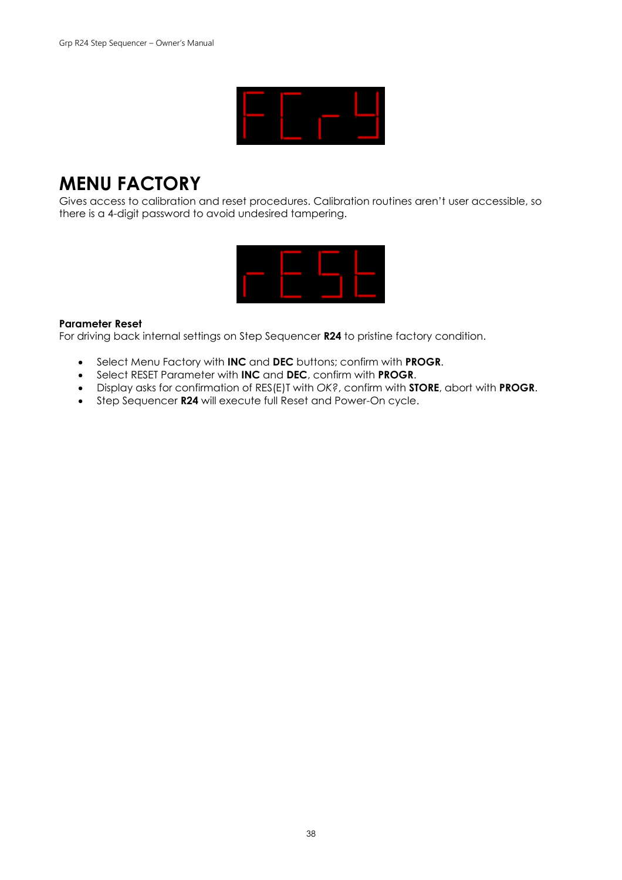# MENU FACTORY

Gives access to calibration and reset procedures. Calibration routines aren't user accessible, so there is a 4-digit password to avoid undesired tampering.

**Parameter Reset**
For driving back internal settings on Step Sequencer **R24** to pristine factory condition.

- Select Menu Factory with **INC** and **DEC** buttons; confirm with **PROGR**.
- Select RESET Parameter with **INC** and **DEC**, confirm with **PROGR**.
- Display asks for confirmation of RES(E)T with *OK?*, confirm with **STORE**, abort with **PROGR**.
- Step Sequencer **R24** will execute full Reset and Power-On cycle.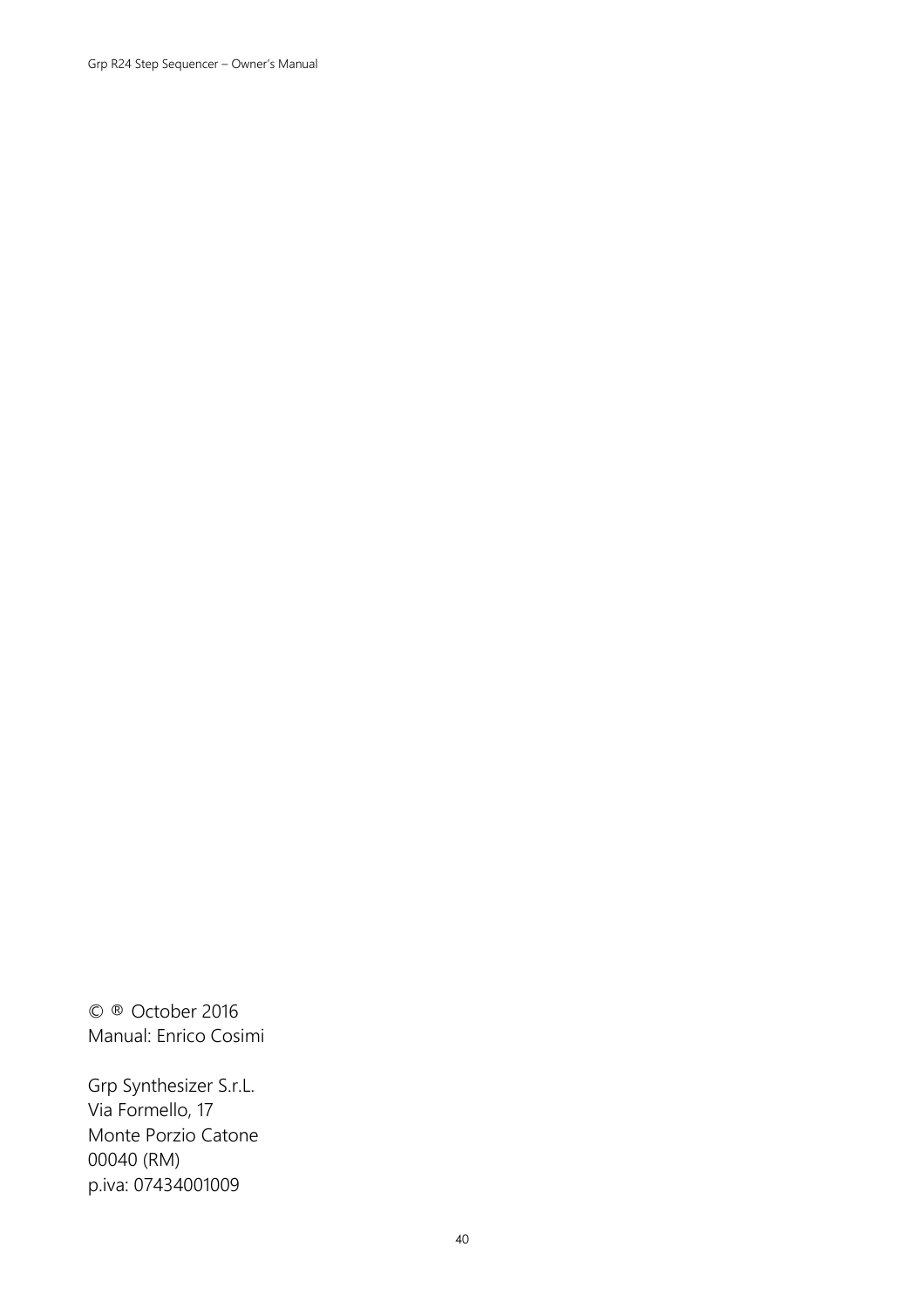© ® October 2016
Manual: Enrico Cosimi

Grp Synthesizer S.r.L.
Via Formello, 17
Monte Porzio Catone
00040 (RM)
p.iva: 07434001009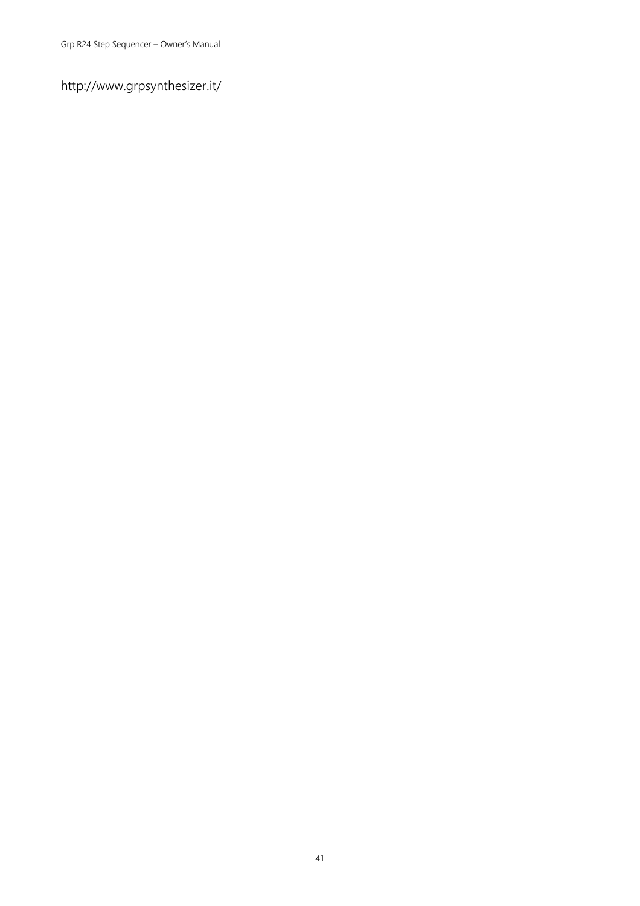http://www.grpsynthesizer.it/